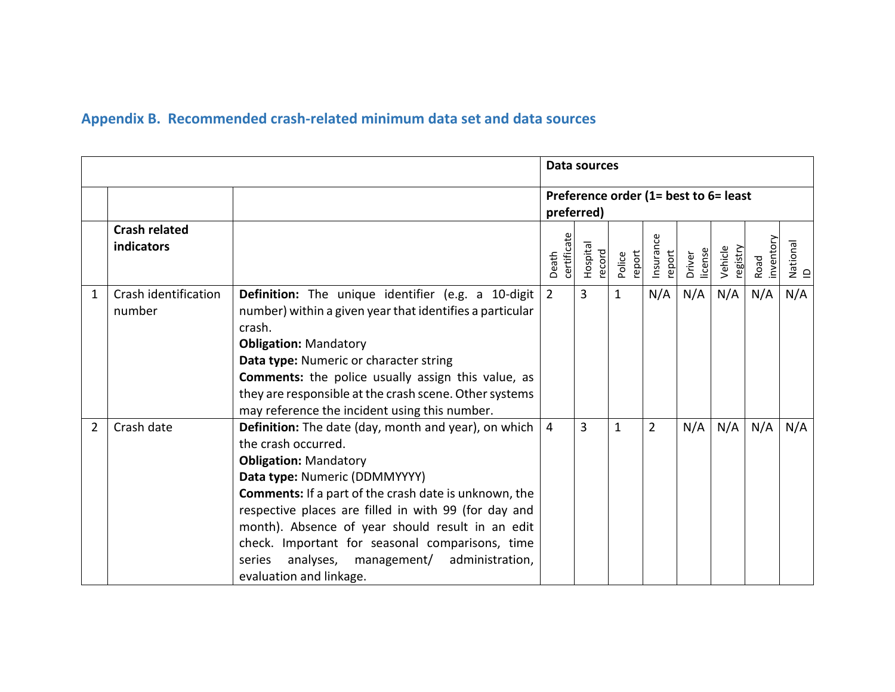## Appendix B. Recommended crash-related minimum data set and data sources

| | | | Data sources | | | | | | | |
|---|---|---|---|---|---|---|---|---|---|---|
| | | | Preference order (1= best to 6= least preferred) | | | | | | | |
| | Crash related indicators | | Death certificate | Hospital record | Police report | Insurance report | Driver license | Vehicle registry | Road inventory | National ID |
| 1 | Crash identification number | **Definition:** The unique identifier (e.g. a 10-digit number) within a given year that identifies a particular crash.<br>**Obligation:** Mandatory<br>**Data type:** Numeric or character string<br>**Comments:** the police usually assign this value, as they are responsible at the crash scene. Other systems may reference the incident using this number. | 2 | 3 | 1 | N/A | N/A | N/A | N/A | N/A |
| 2 | Crash date | **Definition:** The date (day, month and year), on which the crash occurred.<br>**Obligation:** Mandatory<br>**Data type:** Numeric (DDMMYYYY)<br>**Comments:** If a part of the crash date is unknown, the respective places are filled in with 99 (for day and month). Absence of year should result in an edit check. Important for seasonal comparisons, time series analyses, management/ administration, evaluation and linkage. | 4 | 3 | 1 | 2 | N/A | N/A | N/A | N/A |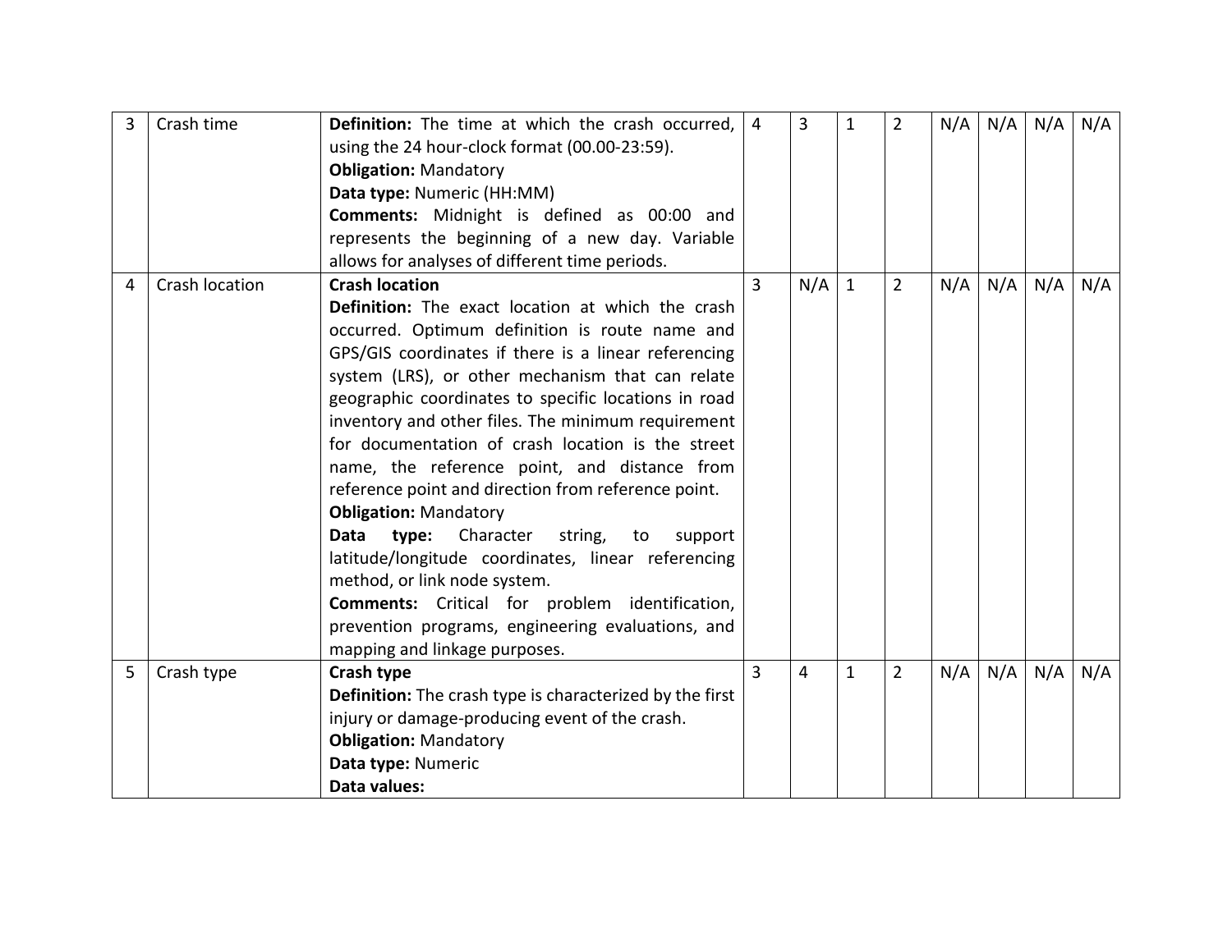| | | | | | | | | | | |
|---|---|---|---|---|---|---|---|---|---|---|
| 3 | Crash time | **Definition:** The time at which the crash occurred, using the 24 hour-clock format (00.00-23:59).<br>**Obligation:** Mandatory<br>**Data type:** Numeric (HH:MM)<br>**Comments:** Midnight is defined as 00:00 and represents the beginning of a new day. Variable allows for analyses of different time periods. | 4 | 3 | 1 | 2 | N/A | N/A | N/A | N/A |
| 4 | Crash location | **Crash location**<br>**Definition:** The exact location at which the crash occurred. Optimum definition is route name and GPS/GIS coordinates if there is a linear referencing system (LRS), or other mechanism that can relate geographic coordinates to specific locations in road inventory and other files. The minimum requirement for documentation of crash location is the street name, the reference point, and distance from reference point and direction from reference point.<br>**Obligation:** Mandatory<br>**Data type:** Character string, to support latitude/longitude coordinates, linear referencing method, or link node system.<br>**Comments:** Critical for problem identification, prevention programs, engineering evaluations, and mapping and linkage purposes. | 3 | N/A | 1 | 2 | N/A | N/A | N/A | N/A |
| 5 | Crash type | **Crash type**<br>**Definition:** The crash type is characterized by the first injury or damage-producing event of the crash.<br>**Obligation:** Mandatory<br>**Data type:** Numeric<br>**Data values:** | 3 | 4 | 1 | 2 | N/A | N/A | N/A | N/A |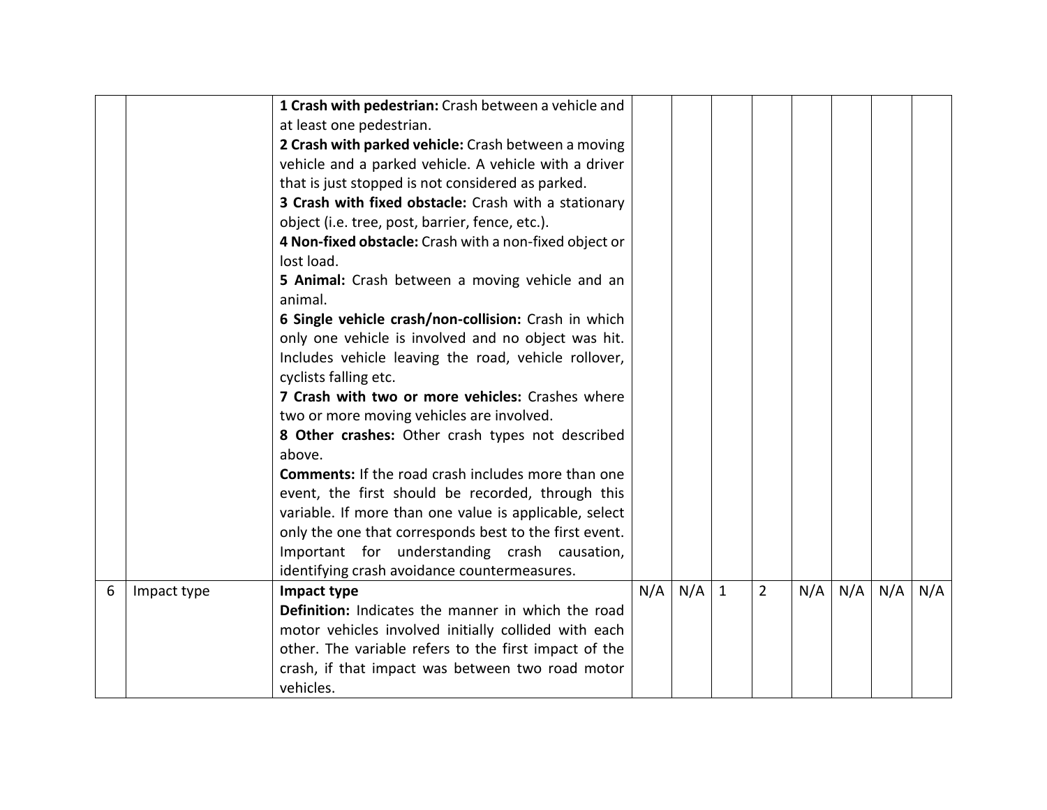| | | | | | | | | | | |
|---|---|---|---|---|---|---|---|---|---|---|
| | | **1 Crash with pedestrian:** Crash between a vehicle and at least one pedestrian.<br>**2 Crash with parked vehicle:** Crash between a moving vehicle and a parked vehicle. A vehicle with a driver that is just stopped is not considered as parked.<br>**3 Crash with fixed obstacle:** Crash with a stationary object (i.e. tree, post, barrier, fence, etc.).<br>**4 Non-fixed obstacle:** Crash with a non-fixed object or lost load.<br>**5 Animal:** Crash between a moving vehicle and an animal.<br>**6 Single vehicle crash/non-collision:** Crash in which only one vehicle is involved and no object was hit. Includes vehicle leaving the road, vehicle rollover, cyclists falling etc.<br>**7 Crash with two or more vehicles:** Crashes where two or more moving vehicles are involved.<br>**8 Other crashes:** Other crash types not described above.<br>**Comments:** If the road crash includes more than one event, the first should be recorded, through this variable. If more than one value is applicable, select only the one that corresponds best to the first event. Important for understanding crash causation, identifying crash avoidance countermeasures. | | | | | | | | |
| 6 | Impact type | **Impact type**<br>**Definition:** Indicates the manner in which the road motor vehicles involved initially collided with each other. The variable refers to the first impact of the crash, if that impact was between two road motor vehicles. | N/A | N/A | 1 | 2 | N/A | N/A | N/A | N/A |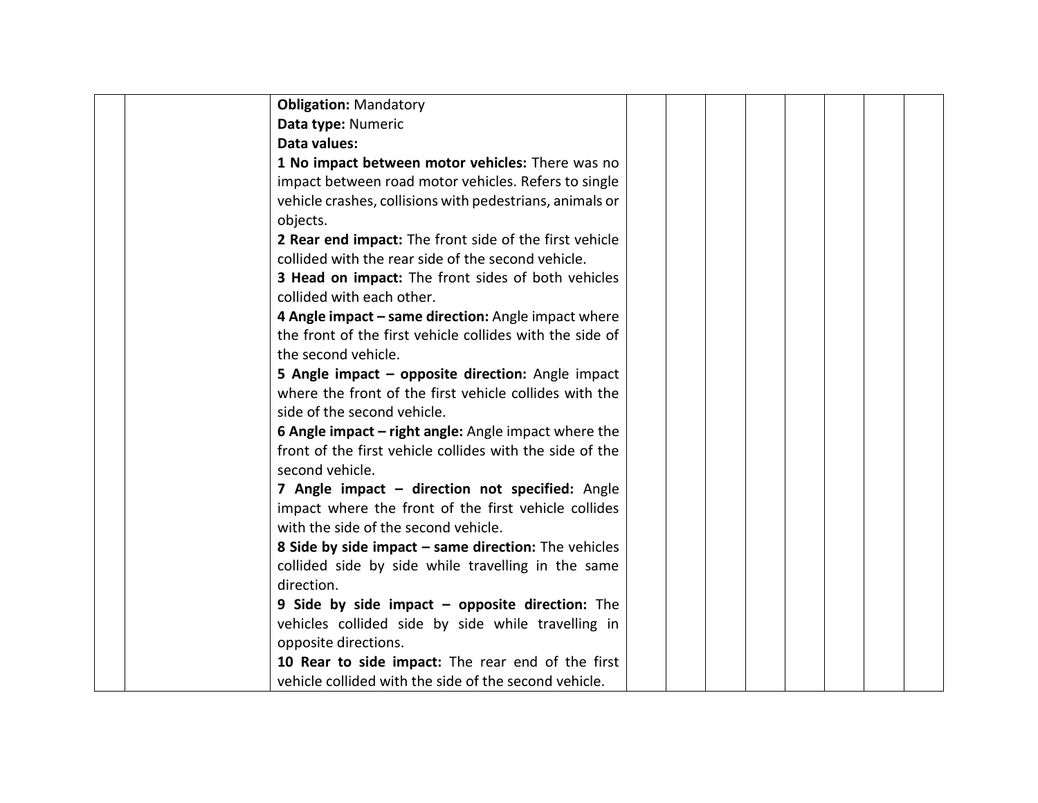|  |  |  |  |  |  |  |  |  |  |  |
|---|---|---|---|---|---|---|---|---|---|---|
|  |  | **Obligation:** Mandatory<br>**Data type:** Numeric<br>**Data values:**<br>**1 No impact between motor vehicles:** There was no impact between road motor vehicles. Refers to single vehicle crashes, collisions with pedestrians, animals or objects.<br>**2 Rear end impact:** The front side of the first vehicle collided with the rear side of the second vehicle.<br>**3 Head on impact:** The front sides of both vehicles collided with each other.<br>**4 Angle impact – same direction:** Angle impact where the front of the first vehicle collides with the side of the second vehicle.<br>**5 Angle impact – opposite direction:** Angle impact where the front of the first vehicle collides with the side of the second vehicle.<br>**6 Angle impact – right angle:** Angle impact where the front of the first vehicle collides with the side of the second vehicle.<br>**7 Angle impact – direction not specified:** Angle impact where the front of the first vehicle collides with the side of the second vehicle.<br>**8 Side by side impact – same direction:** The vehicles collided side by side while travelling in the same direction.<br>**9 Side by side impact – opposite direction:** The vehicles collided side by side while travelling in opposite directions.<br>**10 Rear to side impact:** The rear end of the first vehicle collided with the side of the second vehicle. |  |  |  |  |  |  |  |  |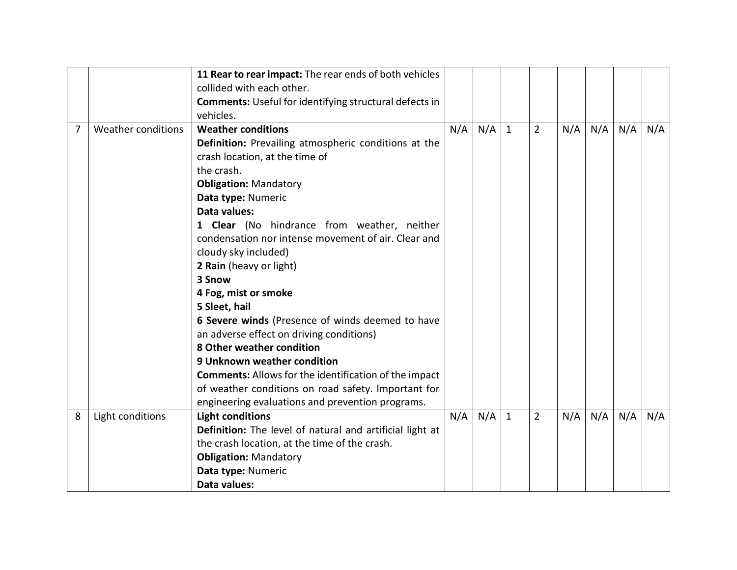| | | | | | | | | | | |
|---|---|---|---|---|---|---|---|---|---|---|
| | | **11 Rear to rear impact:** The rear ends of both vehicles collided with each other.<br>**Comments:** Useful for identifying structural defects in vehicles. | | | | | | | | |
| 7 | Weather conditions | **Weather conditions**<br>**Definition:** Prevailing atmospheric conditions at the crash location, at the time of the crash.<br>**Obligation:** Mandatory<br>**Data type:** Numeric<br>**Data values:**<br>**1 Clear** (No hindrance from weather, neither condensation nor intense movement of air. Clear and cloudy sky included)<br>**2 Rain** (heavy or light)<br>**3 Snow**<br>**4 Fog, mist or smoke**<br>**5 Sleet, hail**<br>**6 Severe winds** (Presence of winds deemed to have an adverse effect on driving conditions)<br>**8 Other weather condition**<br>**9 Unknown weather condition**<br>**Comments:** Allows for the identification of the impact of weather conditions on road safety. Important for engineering evaluations and prevention programs. | N/A | N/A | 1 | 2 | N/A | N/A | N/A | N/A |
| 8 | Light conditions | **Light conditions**<br>**Definition:** The level of natural and artificial light at the crash location, at the time of the crash.<br>**Obligation:** Mandatory<br>**Data type:** Numeric<br>**Data values:** | N/A | N/A | 1 | 2 | N/A | N/A | N/A | N/A |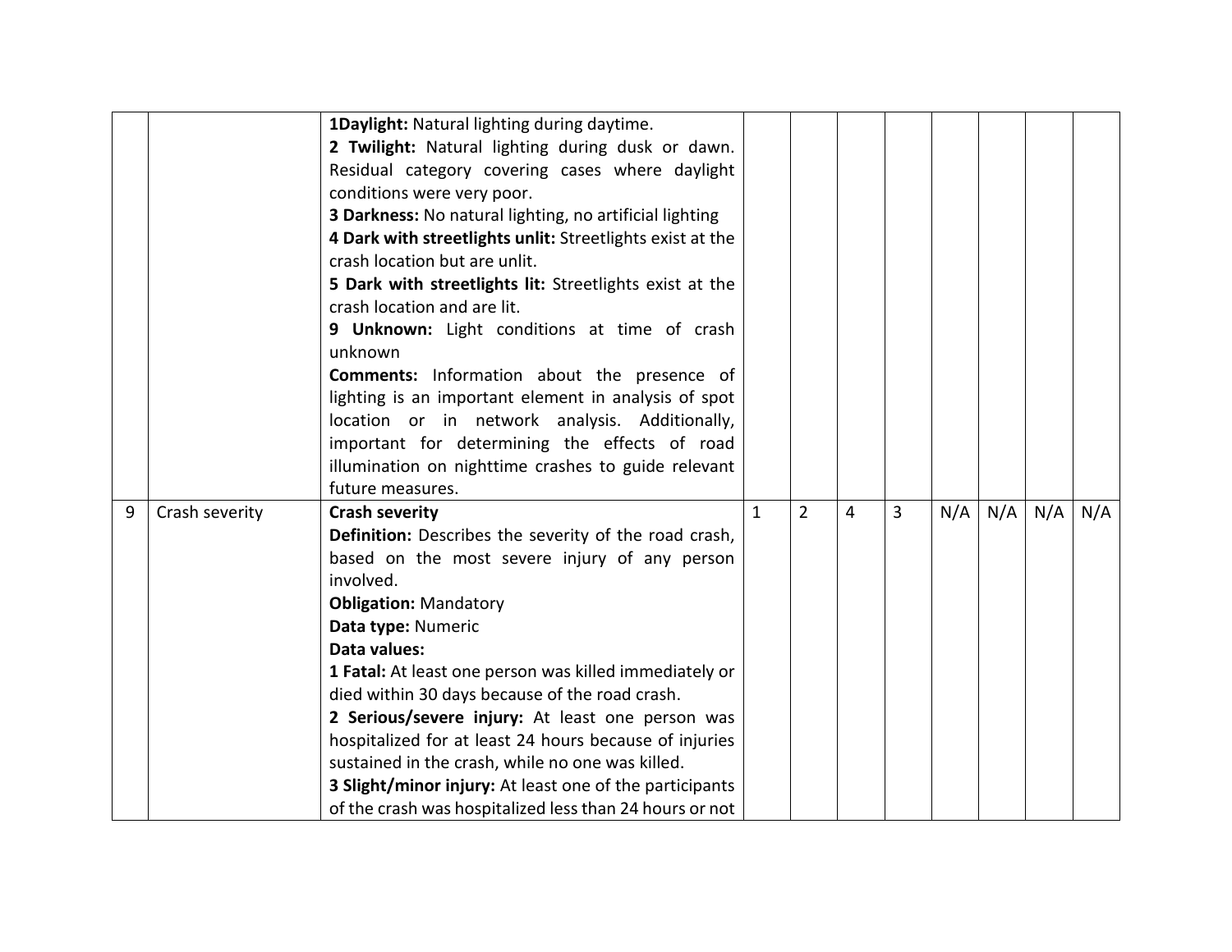| | | | | | | | | | | |
|---|---|---|---|---|---|---|---|---|---|---|
| | | **1Daylight:** Natural lighting during daytime.<br>**2 Twilight:** Natural lighting during dusk or dawn. Residual category covering cases where daylight conditions were very poor.<br>**3 Darkness:** No natural lighting, no artificial lighting<br>**4 Dark with streetlights unlit:** Streetlights exist at the crash location but are unlit.<br>**5 Dark with streetlights lit:** Streetlights exist at the crash location and are lit.<br>**9 Unknown:** Light conditions at time of crash unknown<br>**Comments:** Information about the presence of lighting is an important element in analysis of spot location or in network analysis. Additionally, important for determining the effects of road illumination on nighttime crashes to guide relevant future measures. | | | | | | | | |
| 9 | Crash severity | **Crash severity**<br>**Definition:** Describes the severity of the road crash, based on the most severe injury of any person involved.<br>**Obligation:** Mandatory<br>**Data type:** Numeric<br>**Data values:**<br>**1 Fatal:** At least one person was killed immediately or died within 30 days because of the road crash.<br>**2 Serious/severe injury:** At least one person was hospitalized for at least 24 hours because of injuries sustained in the crash, while no one was killed.<br>**3 Slight/minor injury:** At least one of the participants of the crash was hospitalized less than 24 hours or not | 1 | 2 | 4 | 3 | N/A | N/A | N/A | N/A |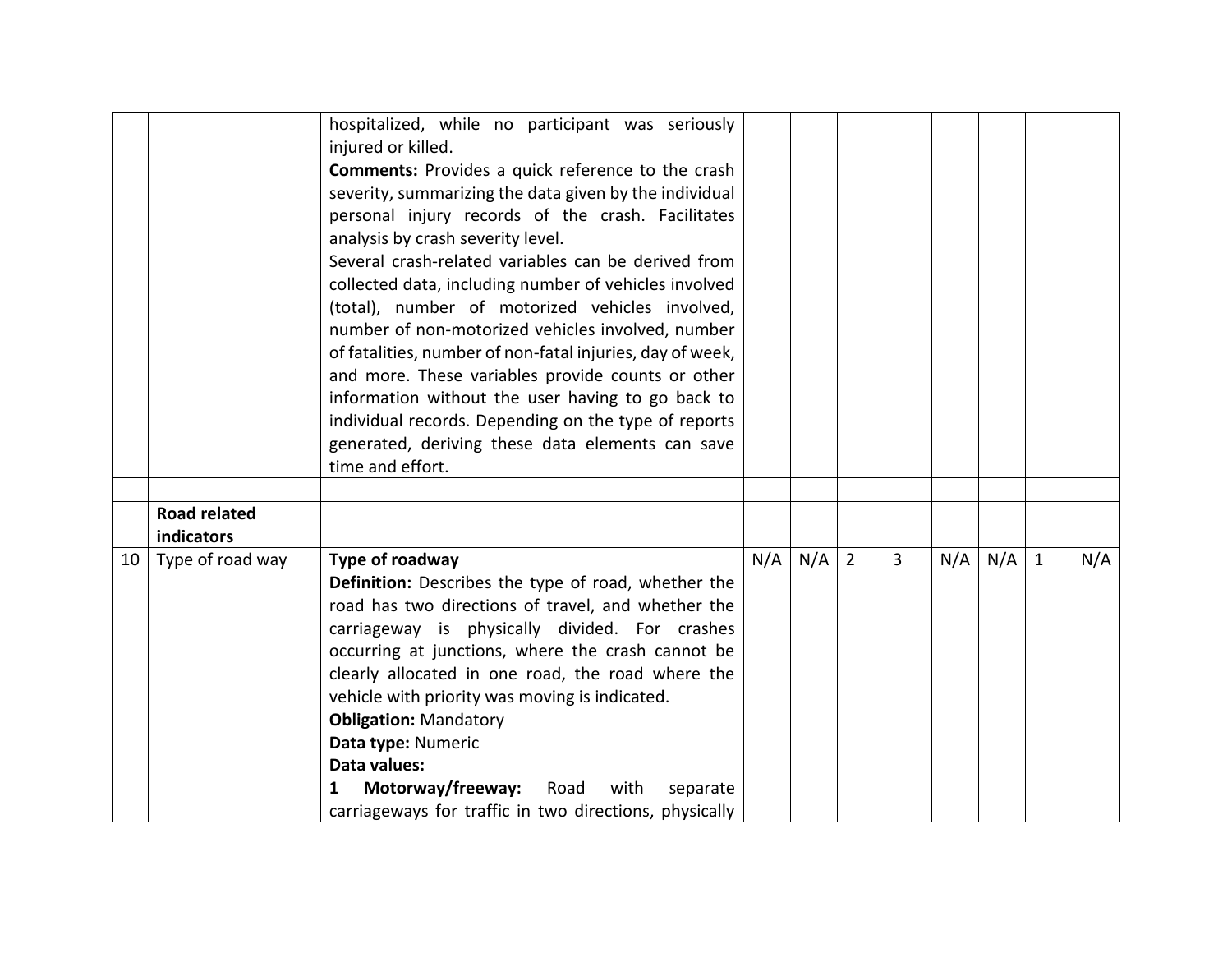| | | | | | | | | | | |
|---|---|---|---|---|---|---|---|---|---|---|
| | | hospitalized, while no participant was seriously injured or killed.<br>**Comments:** Provides a quick reference to the crash severity, summarizing the data given by the individual personal injury records of the crash. Facilitates analysis by crash severity level.<br>Several crash-related variables can be derived from collected data, including number of vehicles involved (total), number of motorized vehicles involved, number of non-motorized vehicles involved, number of fatalities, number of non-fatal injuries, day of week, and more. These variables provide counts or other information without the user having to go back to individual records. Depending on the type of reports generated, deriving these data elements can save time and effort. | | | | | | | | |
| | | | | | | | | | | |
| | **Road related indicators** | | | | | | | | | |
| 10 | Type of road way | **Type of roadway**<br>**Definition:** Describes the type of road, whether the road has two directions of travel, and whether the carriageway is physically divided. For crashes occurring at junctions, where the crash cannot be clearly allocated in one road, the road where the vehicle with priority was moving is indicated.<br>**Obligation:** Mandatory<br>**Data type:** Numeric<br>**Data values:**<br>**1 Motorway/freeway:** Road with separate carriageways for traffic in two directions, physically | N/A | N/A | 2 | 3 | N/A | N/A | 1 | N/A |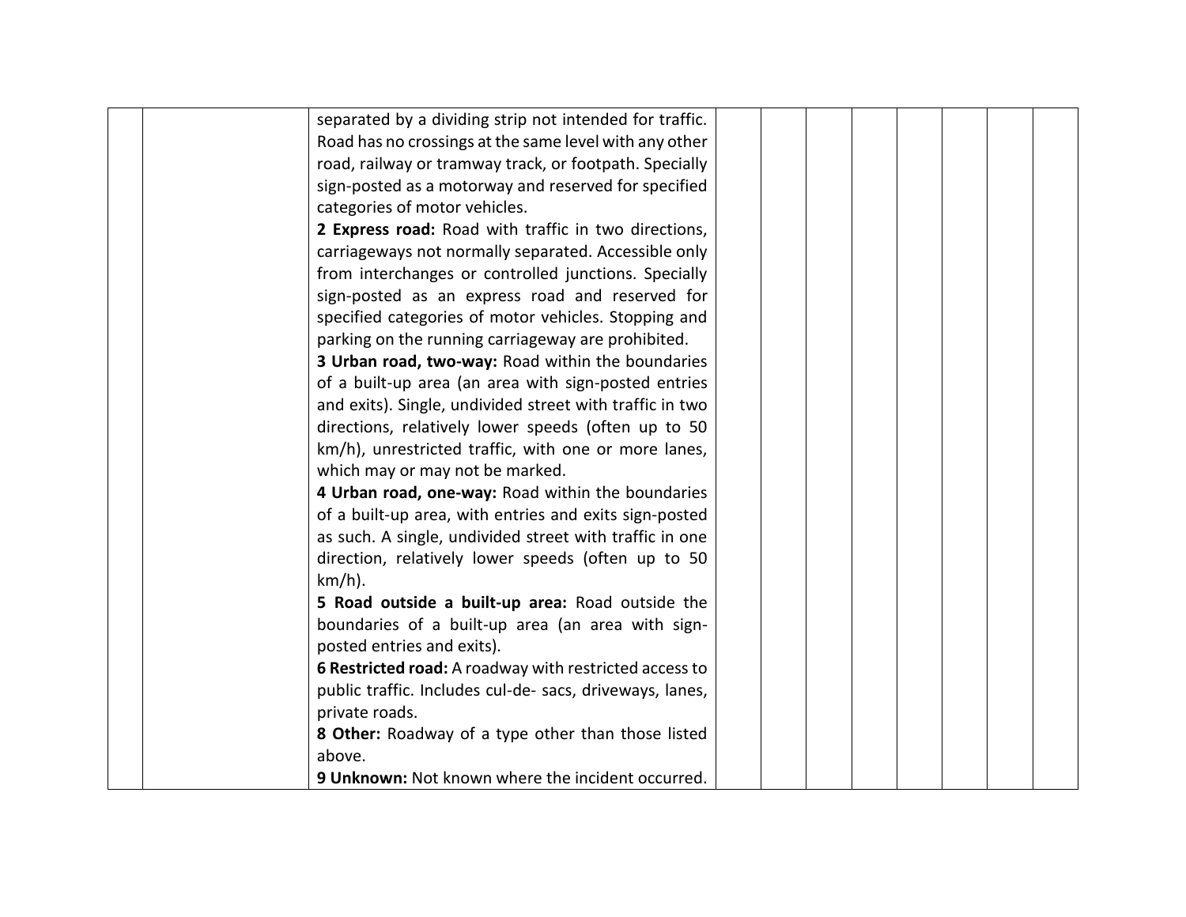| | | | | | | | | | | |
|---|---|---|---|---|---|---|---|---|---|---|
| | | separated by a dividing strip not intended for traffic. Road has no crossings at the same level with any other road, railway or tramway track, or footpath. Specially sign-posted as a motorway and reserved for specified categories of motor vehicles.<br>**2 Express road:** Road with traffic in two directions, carriageways not normally separated. Accessible only from interchanges or controlled junctions. Specially sign-posted as an express road and reserved for specified categories of motor vehicles. Stopping and parking on the running carriageway are prohibited.<br>**3 Urban road, two-way:** Road within the boundaries of a built-up area (an area with sign-posted entries and exits). Single, undivided street with traffic in two directions, relatively lower speeds (often up to 50 km/h), unrestricted traffic, with one or more lanes, which may or may not be marked.<br>**4 Urban road, one-way:** Road within the boundaries of a built-up area, with entries and exits sign-posted as such. A single, undivided street with traffic in one direction, relatively lower speeds (often up to 50 km/h).<br>**5 Road outside a built-up area:** Road outside the boundaries of a built-up area (an area with sign-posted entries and exits).<br>**6 Restricted road:** A roadway with restricted access to public traffic. Includes cul-de- sacs, driveways, lanes, private roads.<br>**8 Other:** Roadway of a type other than those listed above.<br>**9 Unknown:** Not known where the incident occurred. | | | | | | | | |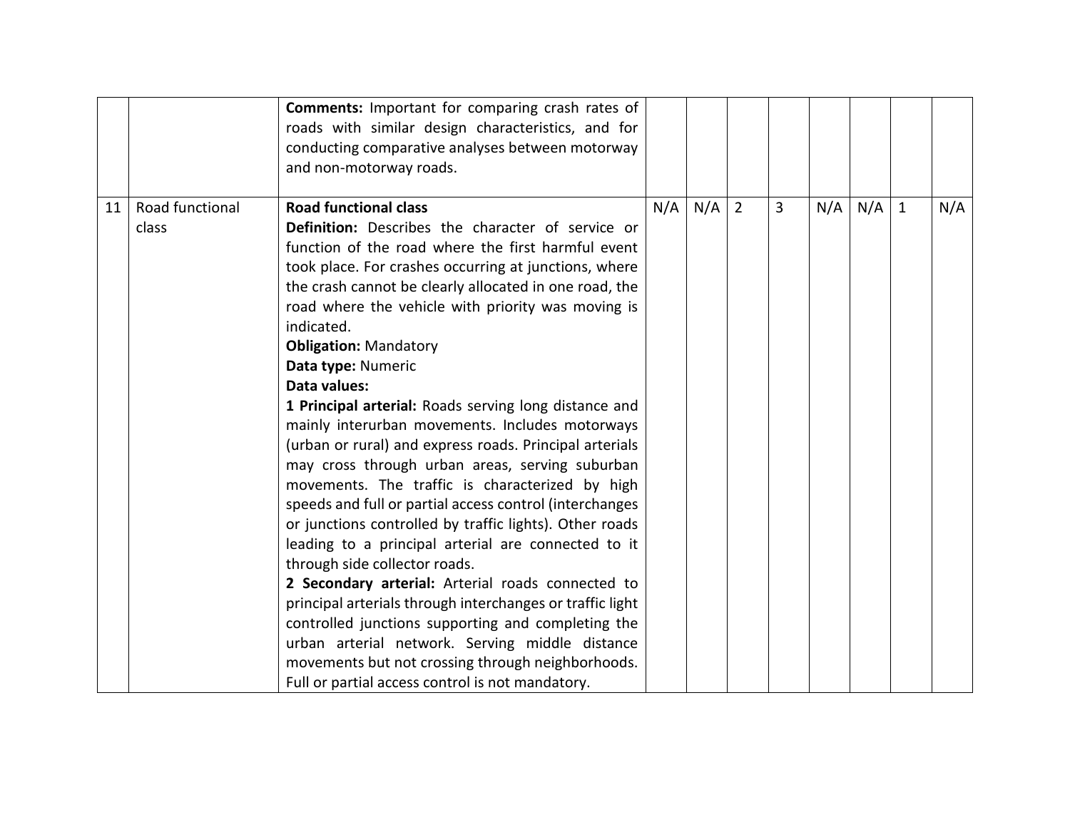| | | | | | | | | | | |
|---|---|---|---|---|---|---|---|---|---|---|
| | | **Comments:** Important for comparing crash rates of roads with similar design characteristics, and for conducting comparative analyses between motorway and non-motorway roads. | | | | | | | | |
| 11 | Road functional class | **Road functional class**<br>**Definition:** Describes the character of service or function of the road where the first harmful event took place. For crashes occurring at junctions, where the crash cannot be clearly allocated in one road, the road where the vehicle with priority was moving is indicated.<br>**Obligation:** Mandatory<br>**Data type:** Numeric<br>**Data values:**<br>**1 Principal arterial:** Roads serving long distance and mainly interurban movements. Includes motorways (urban or rural) and express roads. Principal arterials may cross through urban areas, serving suburban movements. The traffic is characterized by high speeds and full or partial access control (interchanges or junctions controlled by traffic lights). Other roads leading to a principal arterial are connected to it through side collector roads.<br>**2 Secondary arterial:** Arterial roads connected to principal arterials through interchanges or traffic light controlled junctions supporting and completing the urban arterial network. Serving middle distance movements but not crossing through neighborhoods. Full or partial access control is not mandatory. | N/A | N/A | 2 | 3 | N/A | N/A | 1 | N/A |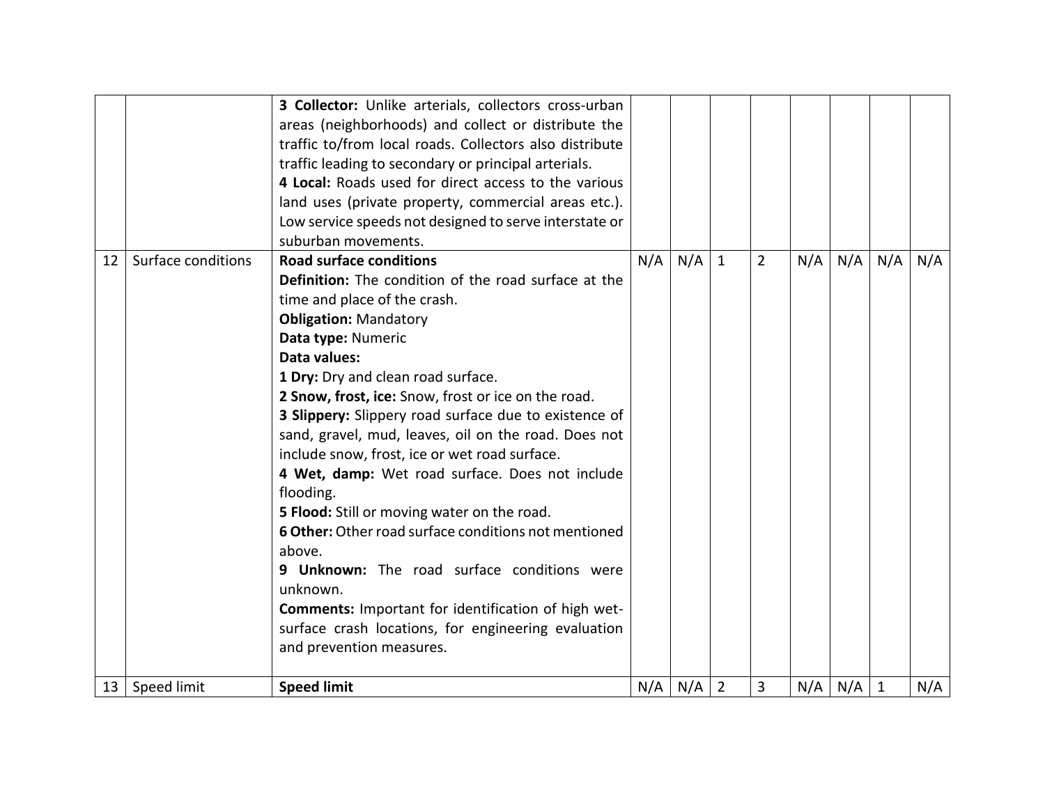| | | | | | | | | | | |
|---|---|---|---|---|---|---|---|---|---|---|
| | | **3 Collector:** Unlike arterials, collectors cross-urban areas (neighborhoods) and collect or distribute the traffic to/from local roads. Collectors also distribute traffic leading to secondary or principal arterials.<br>**4 Local:** Roads used for direct access to the various land uses (private property, commercial areas etc.). Low service speeds not designed to serve interstate or suburban movements. | | | | | | | | |
| 12 | Surface conditions | **Road surface conditions**<br>**Definition:** The condition of the road surface at the time and place of the crash.<br>**Obligation:** Mandatory<br>**Data type:** Numeric<br>**Data values:**<br>**1 Dry:** Dry and clean road surface.<br>**2 Snow, frost, ice:** Snow, frost or ice on the road.<br>**3 Slippery:** Slippery road surface due to existence of sand, gravel, mud, leaves, oil on the road. Does not include snow, frost, ice or wet road surface.<br>**4 Wet, damp:** Wet road surface. Does not include flooding.<br>**5 Flood:** Still or moving water on the road.<br>**6 Other:** Other road surface conditions not mentioned above.<br>**9 Unknown:** The road surface conditions were unknown.<br>**Comments:** Important for identification of high wet-surface crash locations, for engineering evaluation and prevention measures. | N/A | N/A | 1 | 2 | N/A | N/A | N/A | N/A |
| 13 | Speed limit | **Speed limit** | N/A | N/A | 2 | 3 | N/A | N/A | 1 | N/A |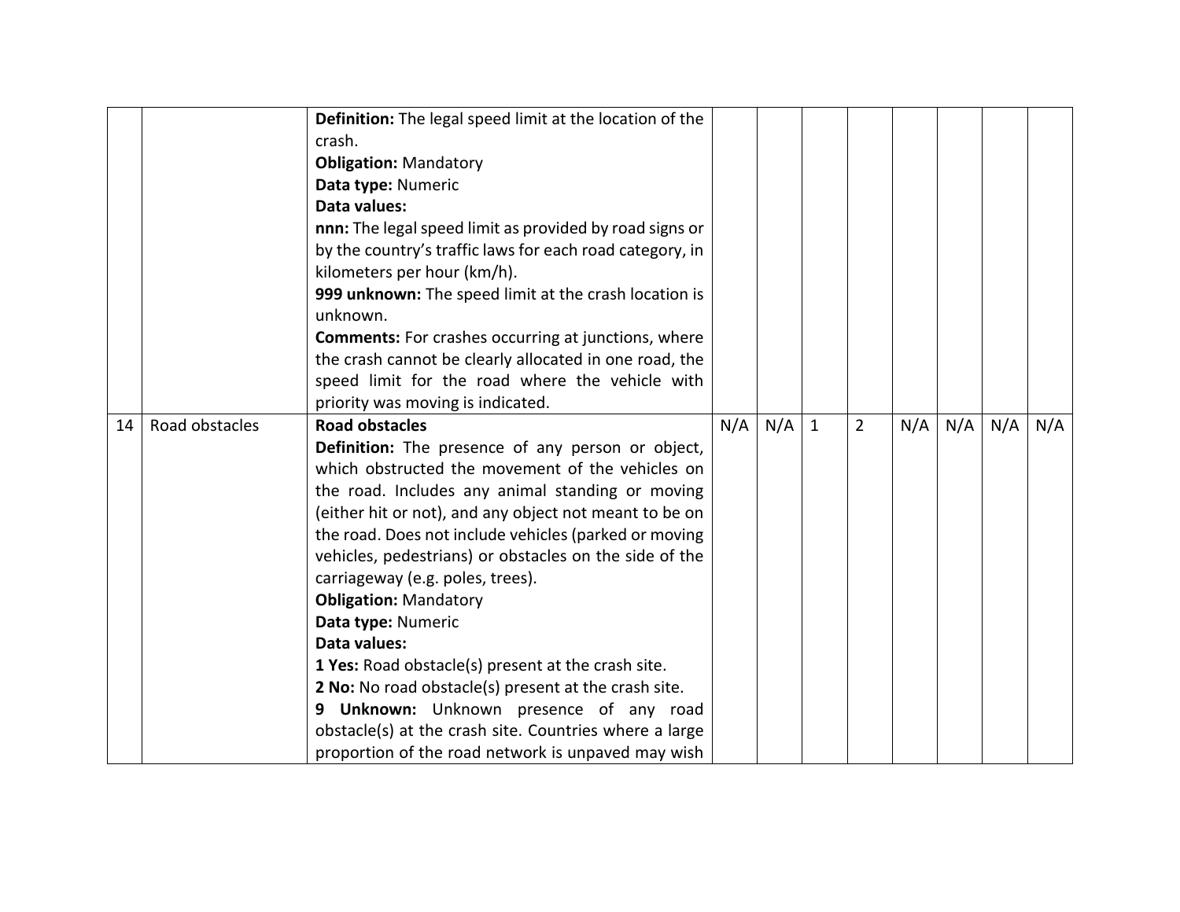| | | | | | | | | | | |
|---|---|---|---|---|---|---|---|---|---|---|
| | | **Definition:** The legal speed limit at the location of the crash.<br>**Obligation:** Mandatory<br>**Data type:** Numeric<br>**Data values:**<br>**nnn:** The legal speed limit as provided by road signs or by the country's traffic laws for each road category, in kilometers per hour (km/h).<br>**999 unknown:** The speed limit at the crash location is unknown.<br>**Comments:** For crashes occurring at junctions, where the crash cannot be clearly allocated in one road, the speed limit for the road where the vehicle with priority was moving is indicated. | | | | | | | | |
| 14 | Road obstacles | **Road obstacles**<br>**Definition:** The presence of any person or object, which obstructed the movement of the vehicles on the road. Includes any animal standing or moving (either hit or not), and any object not meant to be on the road. Does not include vehicles (parked or moving vehicles, pedestrians) or obstacles on the side of the carriageway (e.g. poles, trees).<br>**Obligation:** Mandatory<br>**Data type:** Numeric<br>**Data values:**<br>**1 Yes:** Road obstacle(s) present at the crash site.<br>**2 No:** No road obstacle(s) present at the crash site.<br>**9 Unknown:** Unknown presence of any road obstacle(s) at the crash site. Countries where a large proportion of the road network is unpaved may wish | N/A | N/A | 1 | 2 | N/A | N/A | N/A | N/A |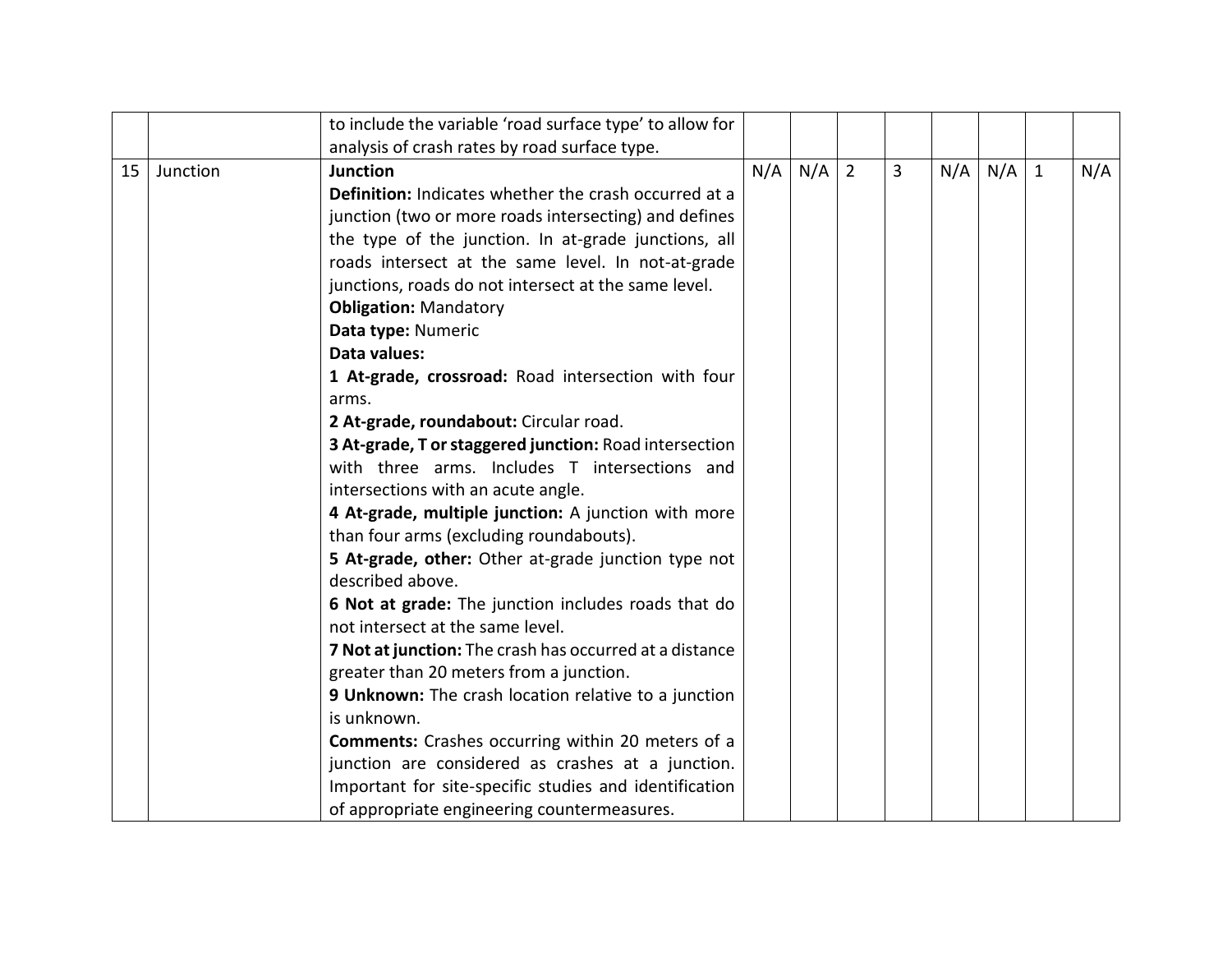| | | | | | | | | | | |
|---|---|---|---|---|---|---|---|---|---|---|
| | | to include the variable 'road surface type' to allow for analysis of crash rates by road surface type. | | | | | | | | |
| 15 | Junction | **Junction**<br>**Definition:** Indicates whether the crash occurred at a junction (two or more roads intersecting) and defines the type of the junction. In at-grade junctions, all roads intersect at the same level. In not-at-grade junctions, roads do not intersect at the same level.<br>**Obligation:** Mandatory<br>**Data type:** Numeric<br>**Data values:**<br>**1 At-grade, crossroad:** Road intersection with four arms.<br>**2 At-grade, roundabout:** Circular road.<br>**3 At-grade, T or staggered junction:** Road intersection with three arms. Includes T intersections and intersections with an acute angle.<br>**4 At-grade, multiple junction:** A junction with more than four arms (excluding roundabouts).<br>**5 At-grade, other:** Other at-grade junction type not described above.<br>**6 Not at grade:** The junction includes roads that do not intersect at the same level.<br>**7 Not at junction:** The crash has occurred at a distance greater than 20 meters from a junction.<br>**9 Unknown:** The crash location relative to a junction is unknown.<br>**Comments:** Crashes occurring within 20 meters of a junction are considered as crashes at a junction. Important for site-specific studies and identification of appropriate engineering countermeasures. | N/A | N/A | 2 | 3 | N/A | N/A | 1 | N/A |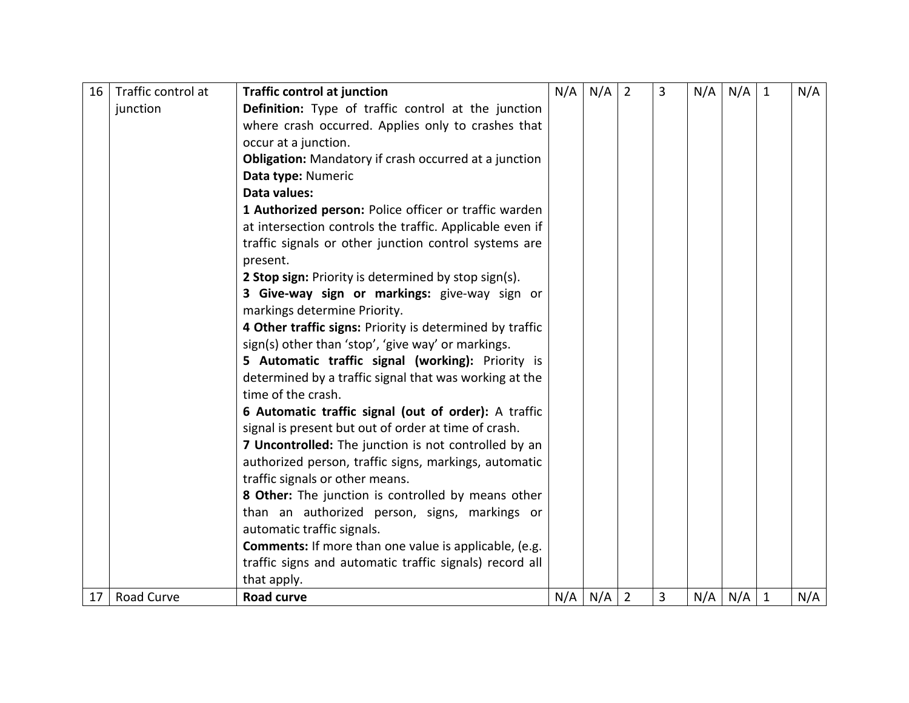| | | | | | | | | | | |
|---|---|---|---|---|---|---|---|---|---|---|
| 16 | Traffic control at junction | **Traffic control at junction**<br>**Definition:** Type of traffic control at the junction where crash occurred. Applies only to crashes that occur at a junction.<br>**Obligation:** Mandatory if crash occurred at a junction<br>**Data type:** Numeric<br>**Data values:**<br>**1 Authorized person:** Police officer or traffic warden at intersection controls the traffic. Applicable even if traffic signals or other junction control systems are present.<br>**2 Stop sign:** Priority is determined by stop sign(s).<br>**3 Give-way sign or markings:** give-way sign or markings determine Priority.<br>**4 Other traffic signs:** Priority is determined by traffic sign(s) other than 'stop', 'give way' or markings.<br>**5 Automatic traffic signal (working):** Priority is determined by a traffic signal that was working at the time of the crash.<br>**6 Automatic traffic signal (out of order):** A traffic signal is present but out of order at time of crash.<br>**7 Uncontrolled:** The junction is not controlled by an authorized person, traffic signs, markings, automatic traffic signals or other means.<br>**8 Other:** The junction is controlled by means other than an authorized person, signs, markings or automatic traffic signals.<br>**Comments:** If more than one value is applicable, (e.g. traffic signs and automatic traffic signals) record all that apply. | N/A | N/A | 2 | 3 | N/A | N/A | 1 | N/A |
| 17 | Road Curve | **Road curve** | N/A | N/A | 2 | 3 | N/A | N/A | 1 | N/A |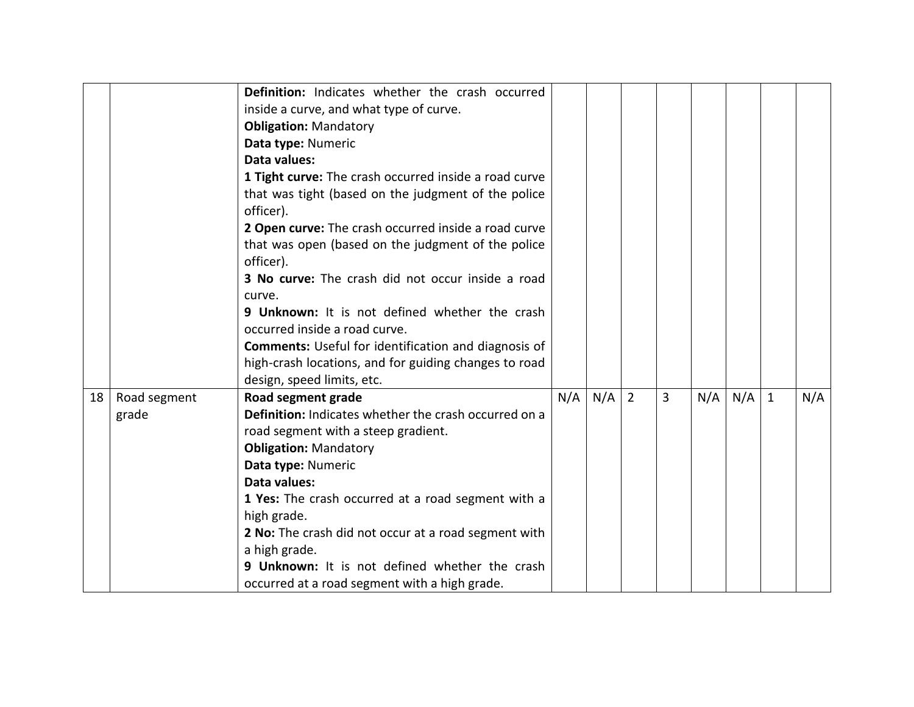| | | | | | | | | | | |
|---|---|---|---|---|---|---|---|---|---|---|
| | | **Definition:** Indicates whether the crash occurred inside a curve, and what type of curve.<br>**Obligation:** Mandatory<br>**Data type:** Numeric<br>**Data values:**<br>**1 Tight curve:** The crash occurred inside a road curve that was tight (based on the judgment of the police officer).<br>**2 Open curve:** The crash occurred inside a road curve that was open (based on the judgment of the police officer).<br>**3 No curve:** The crash did not occur inside a road curve.<br>**9 Unknown:** It is not defined whether the crash occurred inside a road curve.<br>**Comments:** Useful for identification and diagnosis of high-crash locations, and for guiding changes to road design, speed limits, etc. | | | | | | | | |
| 18 | Road segment grade | **Road segment grade**<br>**Definition:** Indicates whether the crash occurred on a road segment with a steep gradient.<br>**Obligation:** Mandatory<br>**Data type:** Numeric<br>**Data values:**<br>**1 Yes:** The crash occurred at a road segment with a high grade.<br>**2 No:** The crash did not occur at a road segment with a high grade.<br>**9 Unknown:** It is not defined whether the crash occurred at a road segment with a high grade. | N/A | N/A | 2 | 3 | N/A | N/A | 1 | N/A |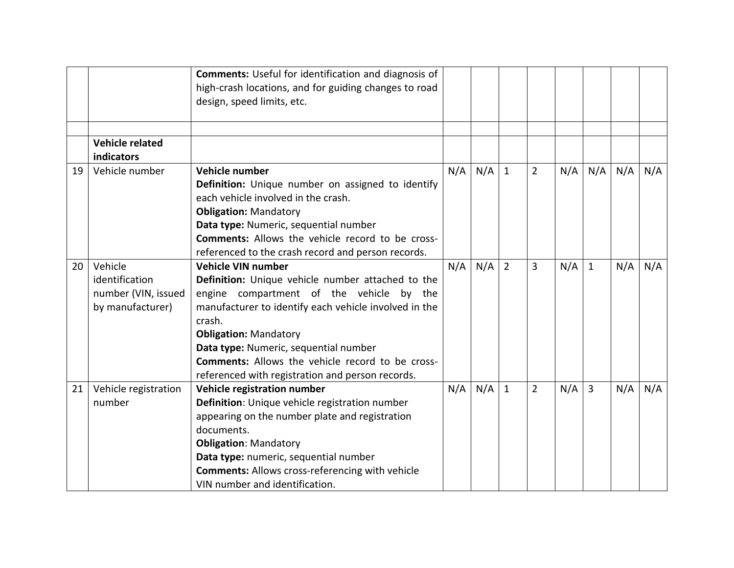| | | | | | | | | | | |
|---|---|---|---|---|---|---|---|---|---|---|
| | | **Comments:** Useful for identification and diagnosis of high-crash locations, and for guiding changes to road design, speed limits, etc. | | | | | | | | |
| | | | | | | | | | | |
| | **Vehicle related indicators** | | | | | | | | | |
| 19 | Vehicle number | **Vehicle number**<br>**Definition:** Unique number on assigned to identify each vehicle involved in the crash.<br>**Obligation:** Mandatory<br>**Data type:** Numeric, sequential number<br>**Comments:** Allows the vehicle record to be cross-referenced to the crash record and person records. | N/A | N/A | 1 | 2 | N/A | N/A | N/A | N/A |
| 20 | Vehicle identification number (VIN, issued by manufacturer) | **Vehicle VIN number**<br>**Definition:** Unique vehicle number attached to the engine compartment of the vehicle by the manufacturer to identify each vehicle involved in the crash.<br>**Obligation:** Mandatory<br>**Data type:** Numeric, sequential number<br>**Comments:** Allows the vehicle record to be cross-referenced with registration and person records. | N/A | N/A | 2 | 3 | N/A | 1 | N/A | N/A |
| 21 | Vehicle registration number | **Vehicle registration number**<br>**Definition**: Unique vehicle registration number appearing on the number plate and registration documents.<br>**Obligation**: Mandatory<br>**Data type:** numeric, sequential number<br>**Comments:** Allows cross-referencing with vehicle VIN number and identification. | N/A | N/A | 1 | 2 | N/A | 3 | N/A | N/A |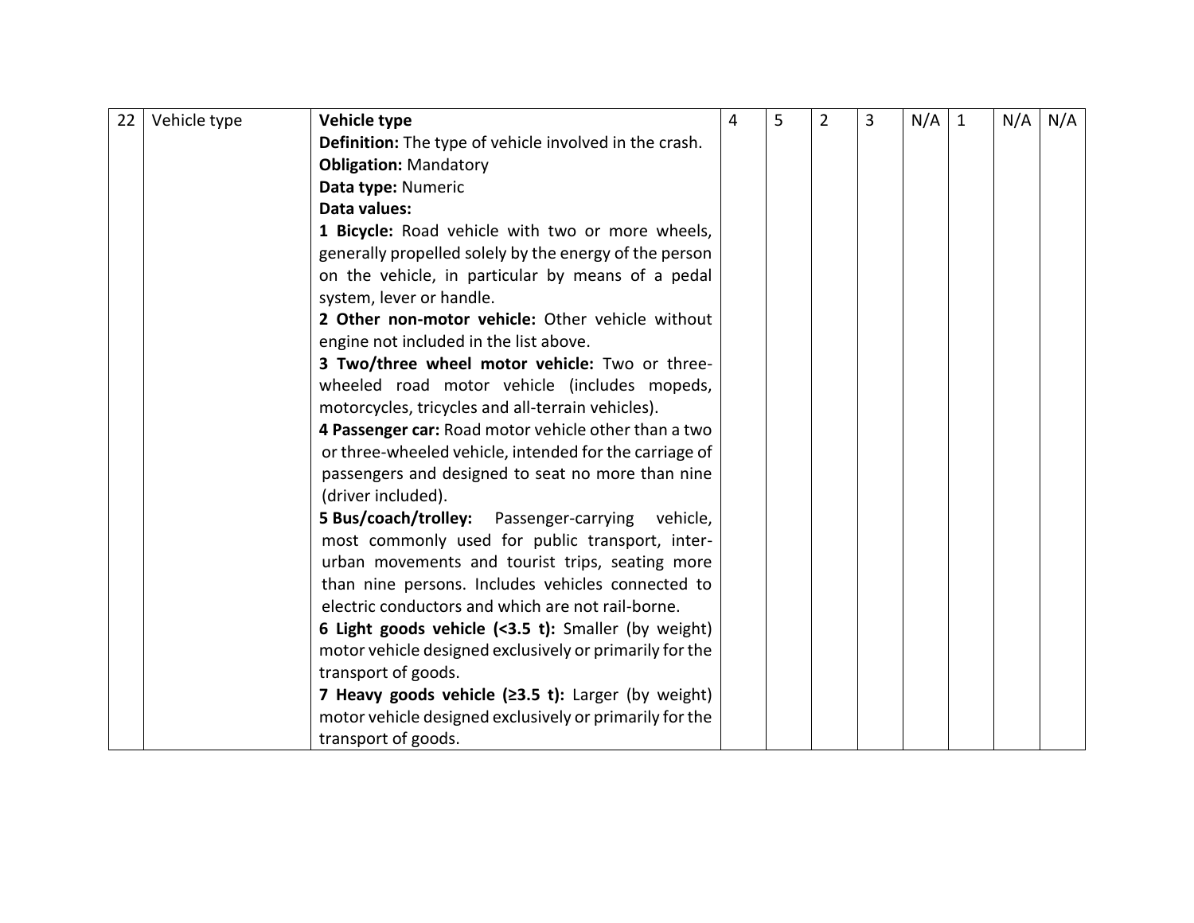| 22 | Vehicle type | **Vehicle type**<br>**Definition:** The type of vehicle involved in the crash.<br>**Obligation:** Mandatory<br>**Data type:** Numeric<br>**Data values:**<br>**1 Bicycle:** Road vehicle with two or more wheels, generally propelled solely by the energy of the person on the vehicle, in particular by means of a pedal system, lever or handle.<br>**2 Other non-motor vehicle:** Other vehicle without engine not included in the list above.<br>**3 Two/three wheel motor vehicle:** Two or three-wheeled road motor vehicle (includes mopeds, motorcycles, tricycles and all-terrain vehicles).<br>**4 Passenger car:** Road motor vehicle other than a two or three-wheeled vehicle, intended for the carriage of passengers and designed to seat no more than nine (driver included).<br>**5 Bus/coach/trolley:** Passenger-carrying vehicle, most commonly used for public transport, inter-urban movements and tourist trips, seating more than nine persons. Includes vehicles connected to electric conductors and which are not rail-borne.<br>**6 Light goods vehicle (<3.5 t):** Smaller (by weight) motor vehicle designed exclusively or primarily for the transport of goods.<br>**7 Heavy goods vehicle (≥3.5 t):** Larger (by weight) motor vehicle designed exclusively or primarily for the transport of goods. | 4 | 5 | 2 | 3 | N/A | 1 | N/A | N/A |
|---|---|---|---|---|---|---|---|---|---|---|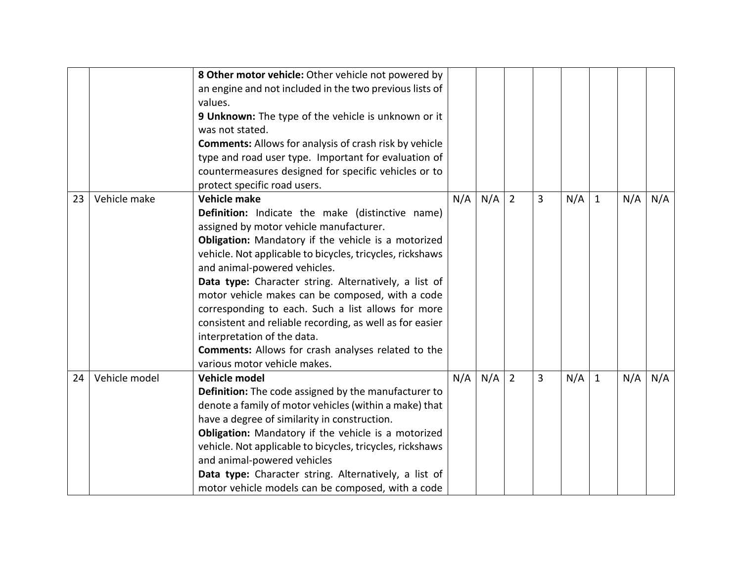| | | | | | | | | | | |
|---|---|---|---|---|---|---|---|---|---|---|
| | | **8 Other motor vehicle:** Other vehicle not powered by an engine and not included in the two previous lists of values.<br>**9 Unknown:** The type of the vehicle is unknown or it was not stated.<br>**Comments:** Allows for analysis of crash risk by vehicle type and road user type. Important for evaluation of countermeasures designed for specific vehicles or to protect specific road users. | | | | | | | | |
| 23 | Vehicle make | **Vehicle make**<br>**Definition:** Indicate the make (distinctive name) assigned by motor vehicle manufacturer.<br>**Obligation:** Mandatory if the vehicle is a motorized vehicle. Not applicable to bicycles, tricycles, rickshaws and animal-powered vehicles.<br>**Data type:** Character string. Alternatively, a list of motor vehicle makes can be composed, with a code corresponding to each. Such a list allows for more consistent and reliable recording, as well as for easier interpretation of the data.<br>**Comments:** Allows for crash analyses related to the various motor vehicle makes. | N/A | N/A | 2 | 3 | N/A | 1 | N/A | N/A |
| 24 | Vehicle model | **Vehicle model**<br>**Definition:** The code assigned by the manufacturer to denote a family of motor vehicles (within a make) that have a degree of similarity in construction.<br>**Obligation:** Mandatory if the vehicle is a motorized vehicle. Not applicable to bicycles, tricycles, rickshaws and animal-powered vehicles<br>**Data type:** Character string. Alternatively, a list of motor vehicle models can be composed, with a code | N/A | N/A | 2 | 3 | N/A | 1 | N/A | N/A |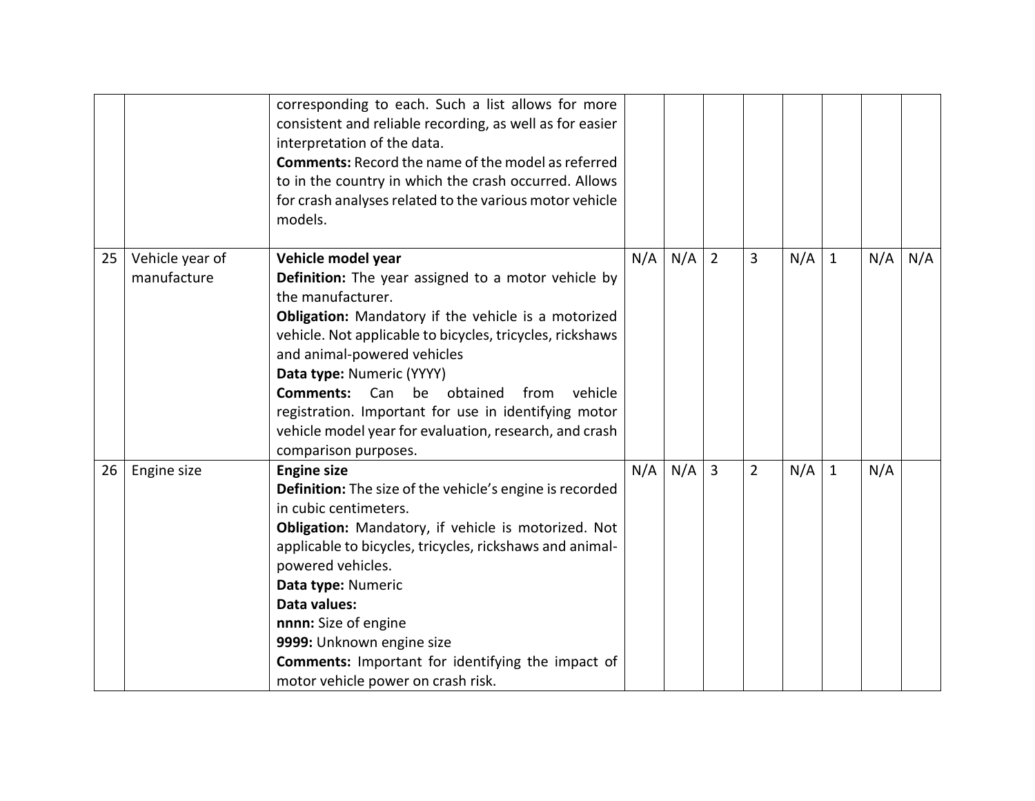| | | | | | | | | | | |
|---|---|---|---|---|---|---|---|---|---|---|
| | | corresponding to each. Such a list allows for more consistent and reliable recording, as well as for easier interpretation of the data.<br>**Comments:** Record the name of the model as referred to in the country in which the crash occurred. Allows for crash analyses related to the various motor vehicle models. | | | | | | | | |
| 25 | Vehicle year of manufacture | **Vehicle model year**<br>**Definition:** The year assigned to a motor vehicle by the manufacturer.<br>**Obligation:** Mandatory if the vehicle is a motorized vehicle. Not applicable to bicycles, tricycles, rickshaws and animal-powered vehicles<br>**Data type:** Numeric (YYYY)<br>**Comments:** Can be obtained from vehicle registration. Important for use in identifying motor vehicle model year for evaluation, research, and crash comparison purposes. | N/A | N/A | 2 | 3 | N/A | 1 | N/A | N/A |
| 26 | Engine size | **Engine size**<br>**Definition:** The size of the vehicle's engine is recorded in cubic centimeters.<br>**Obligation:** Mandatory, if vehicle is motorized. Not applicable to bicycles, tricycles, rickshaws and animal-powered vehicles.<br>**Data type:** Numeric<br>**Data values:**<br>**nnnn:** Size of engine<br>**9999:** Unknown engine size<br>**Comments:** Important for identifying the impact of motor vehicle power on crash risk. | N/A | N/A | 3 | 2 | N/A | 1 | N/A | |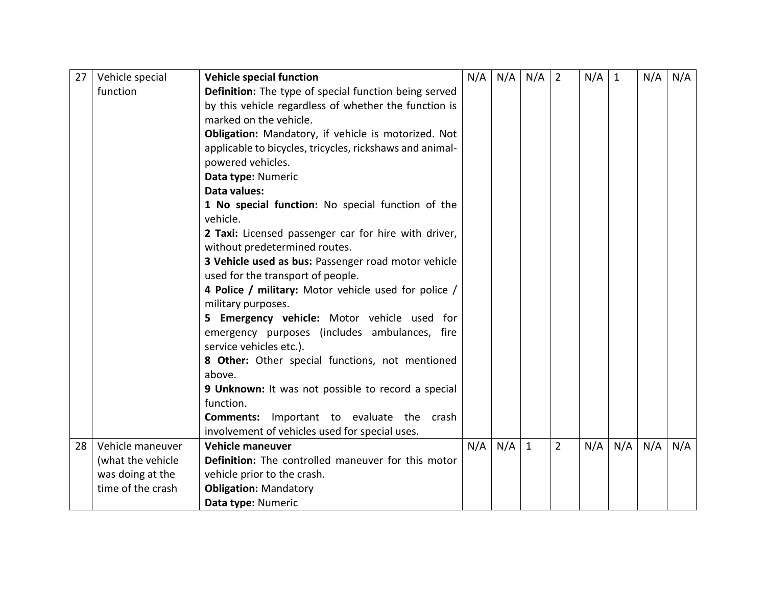| | | | | | | | | | | |
|---|---|---|---|---|---|---|---|---|---|---|
| 27 | Vehicle special function | **Vehicle special function**<br>**Definition:** The type of special function being served by this vehicle regardless of whether the function is marked on the vehicle.<br>**Obligation:** Mandatory, if vehicle is motorized. Not applicable to bicycles, tricycles, rickshaws and animal-powered vehicles.<br>**Data type:** Numeric<br>**Data values:**<br>**1 No special function:** No special function of the vehicle.<br>**2 Taxi:** Licensed passenger car for hire with driver, without predetermined routes.<br>**3 Vehicle used as bus:** Passenger road motor vehicle used for the transport of people.<br>**4 Police / military:** Motor vehicle used for police / military purposes.<br>**5 Emergency vehicle:** Motor vehicle used for emergency purposes (includes ambulances, fire service vehicles etc.).<br>**8 Other:** Other special functions, not mentioned above.<br>**9 Unknown:** It was not possible to record a special function.<br>**Comments:** Important to evaluate the crash involvement of vehicles used for special uses. | N/A | N/A | N/A | 2 | N/A | 1 | N/A | N/A |
| 28 | Vehicle maneuver (what the vehicle was doing at the time of the crash | **Vehicle maneuver**<br>**Definition:** The controlled maneuver for this motor vehicle prior to the crash.<br>**Obligation:** Mandatory<br>**Data type:** Numeric | N/A | N/A | 1 | 2 | N/A | N/A | N/A | N/A |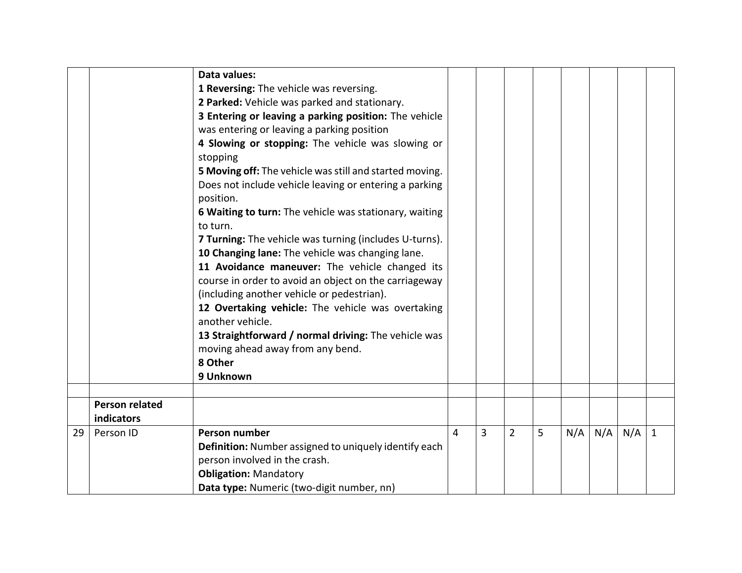| | | | | | | | | | | |
|---|---|---|---|---|---|---|---|---|---|---|
| | | **Data values:**<br>**1 Reversing:** The vehicle was reversing.<br>**2 Parked:** Vehicle was parked and stationary.<br>**3 Entering or leaving a parking position:** The vehicle was entering or leaving a parking position<br>**4 Slowing or stopping:** The vehicle was slowing or stopping<br>**5 Moving off:** The vehicle was still and started moving. Does not include vehicle leaving or entering a parking position.<br>**6 Waiting to turn:** The vehicle was stationary, waiting to turn.<br>**7 Turning:** The vehicle was turning (includes U-turns).<br>**10 Changing lane:** The vehicle was changing lane.<br>**11 Avoidance maneuver:** The vehicle changed its course in order to avoid an object on the carriageway (including another vehicle or pedestrian).<br>**12 Overtaking vehicle:** The vehicle was overtaking another vehicle.<br>**13 Straightforward / normal driving:** The vehicle was moving ahead away from any bend.<br>**8 Other**<br>**9 Unknown** | | | | | | | | |
| | | | | | | | | | | |
| | **Person related indicators** | | | | | | | | | |
| 29 | Person ID | **Person number**<br>**Definition:** Number assigned to uniquely identify each person involved in the crash.<br>**Obligation:** Mandatory<br>**Data type:** Numeric (two-digit number, nn) | 4 | 3 | 2 | 5 | N/A | N/A | N/A | 1 |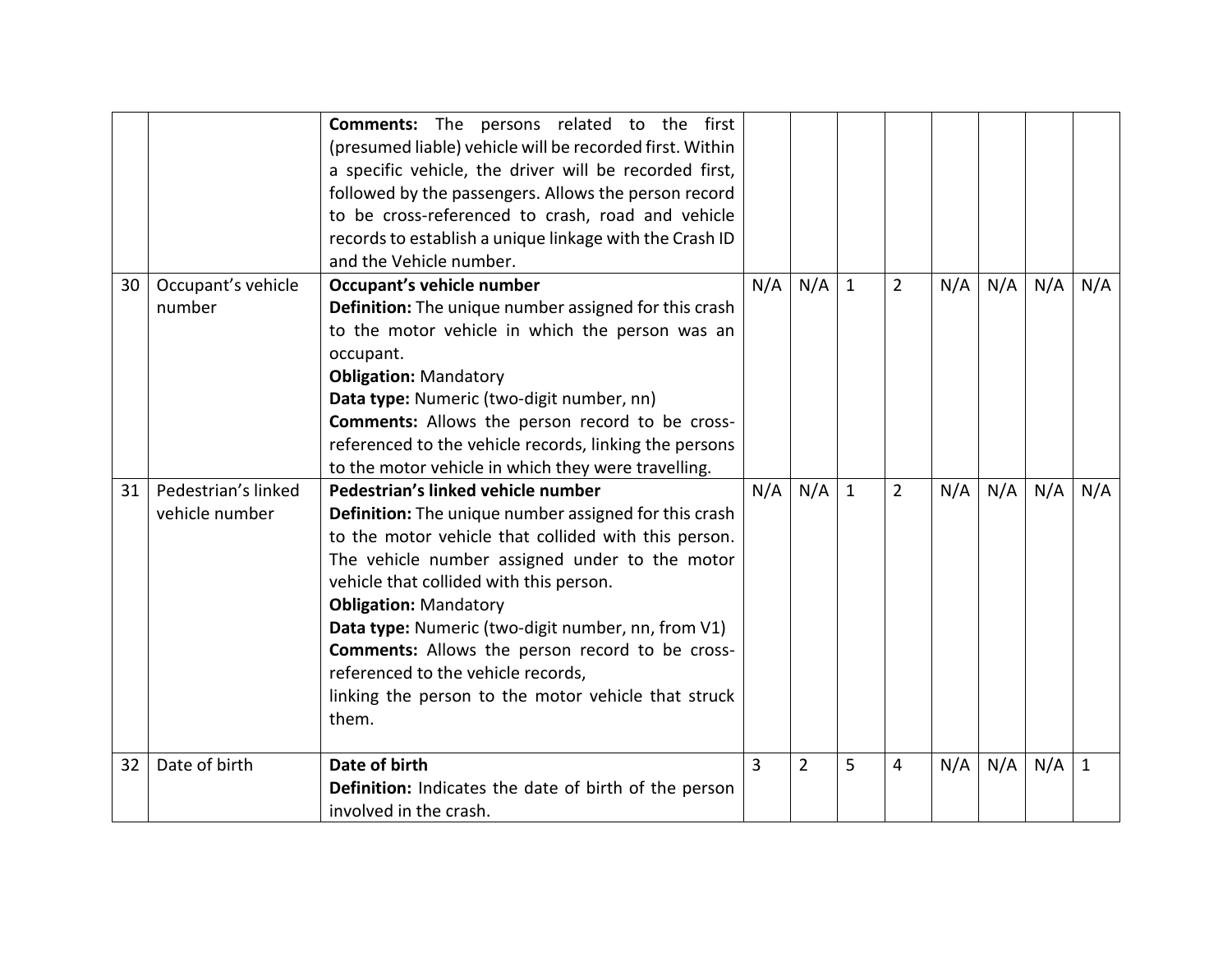| | | | | | | | | | | |
|---|---|---|---|---|---|---|---|---|---|---|
| | | **Comments:** The persons related to the first (presumed liable) vehicle will be recorded first. Within a specific vehicle, the driver will be recorded first, followed by the passengers. Allows the person record to be cross-referenced to crash, road and vehicle records to establish a unique linkage with the Crash ID and the Vehicle number. | | | | | | | | |
| 30 | Occupant's vehicle number | **Occupant's vehicle number**<br>**Definition:** The unique number assigned for this crash to the motor vehicle in which the person was an occupant.<br>**Obligation:** Mandatory<br>**Data type:** Numeric (two-digit number, nn)<br>**Comments:** Allows the person record to be cross-referenced to the vehicle records, linking the persons to the motor vehicle in which they were travelling. | N/A | N/A | 1 | 2 | N/A | N/A | N/A | N/A |
| 31 | Pedestrian's linked vehicle number | **Pedestrian's linked vehicle number**<br>**Definition:** The unique number assigned for this crash to the motor vehicle that collided with this person. The vehicle number assigned under to the motor vehicle that collided with this person.<br>**Obligation:** Mandatory<br>**Data type:** Numeric (two-digit number, nn, from V1)<br>**Comments:** Allows the person record to be cross-referenced to the vehicle records,<br>linking the person to the motor vehicle that struck them. | N/A | N/A | 1 | 2 | N/A | N/A | N/A | N/A |
| 32 | Date of birth | **Date of birth**<br>**Definition:** Indicates the date of birth of the person involved in the crash. | 3 | 2 | 5 | 4 | N/A | N/A | N/A | 1 |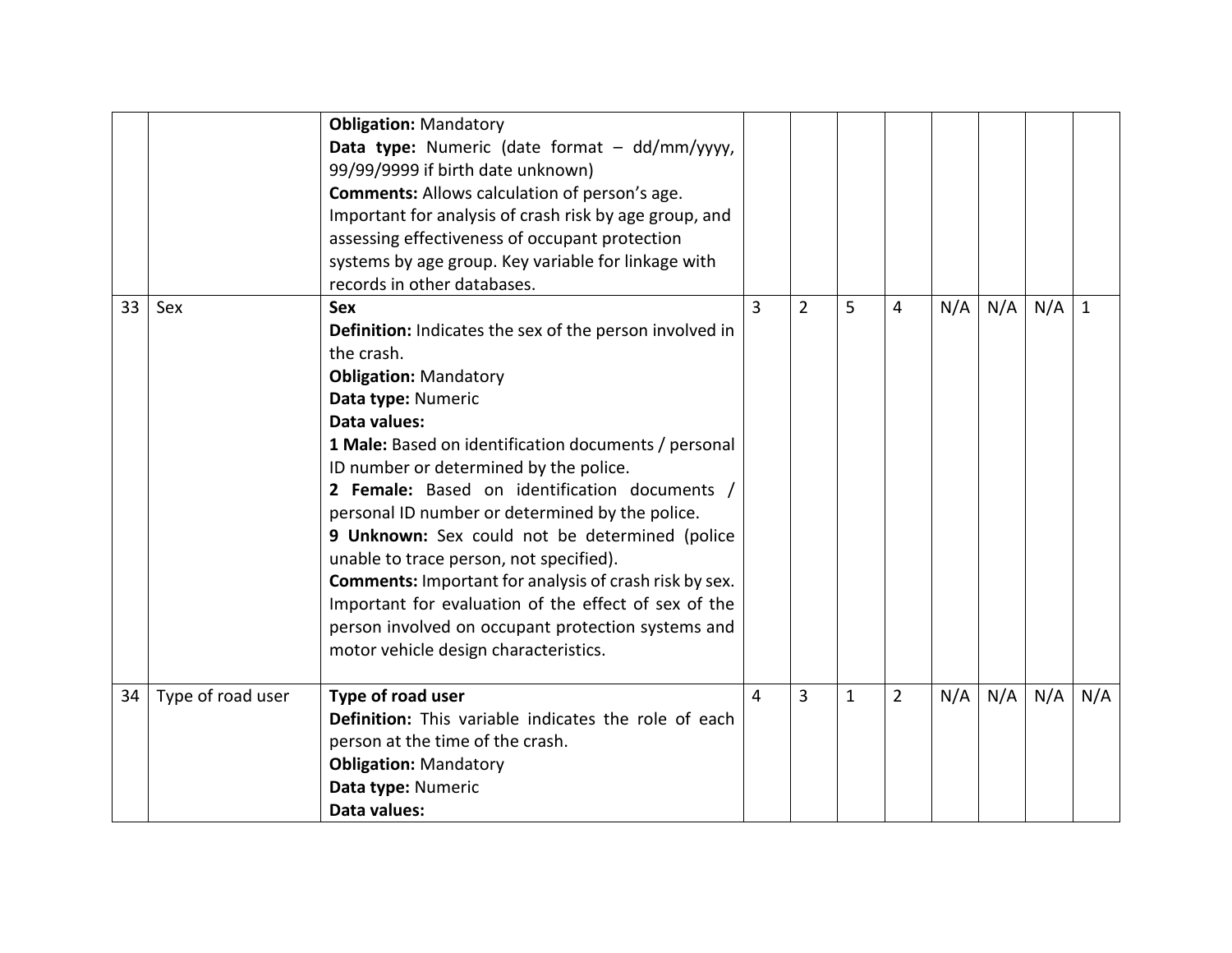| | | | | | | | | | | |
|---|---|---|---|---|---|---|---|---|---|---|
| | | **Obligation:** Mandatory<br>**Data type:** Numeric (date format – dd/mm/yyyy, 99/99/9999 if birth date unknown)<br>**Comments:** Allows calculation of person's age. Important for analysis of crash risk by age group, and assessing effectiveness of occupant protection systems by age group. Key variable for linkage with records in other databases. | | | | | | | | |
| 33 | Sex | **Sex**<br>**Definition:** Indicates the sex of the person involved in the crash.<br>**Obligation:** Mandatory<br>**Data type:** Numeric<br>**Data values:**<br>**1 Male:** Based on identification documents / personal ID number or determined by the police.<br>**2 Female:** Based on identification documents / personal ID number or determined by the police.<br>**9 Unknown:** Sex could not be determined (police unable to trace person, not specified).<br>**Comments:** Important for analysis of crash risk by sex. Important for evaluation of the effect of sex of the person involved on occupant protection systems and motor vehicle design characteristics. | 3 | 2 | 5 | 4 | N/A | N/A | N/A | 1 |
| 34 | Type of road user | **Type of road user**<br>**Definition:** This variable indicates the role of each person at the time of the crash.<br>**Obligation:** Mandatory<br>**Data type:** Numeric<br>**Data values:** | 4 | 3 | 1 | 2 | N/A | N/A | N/A | N/A |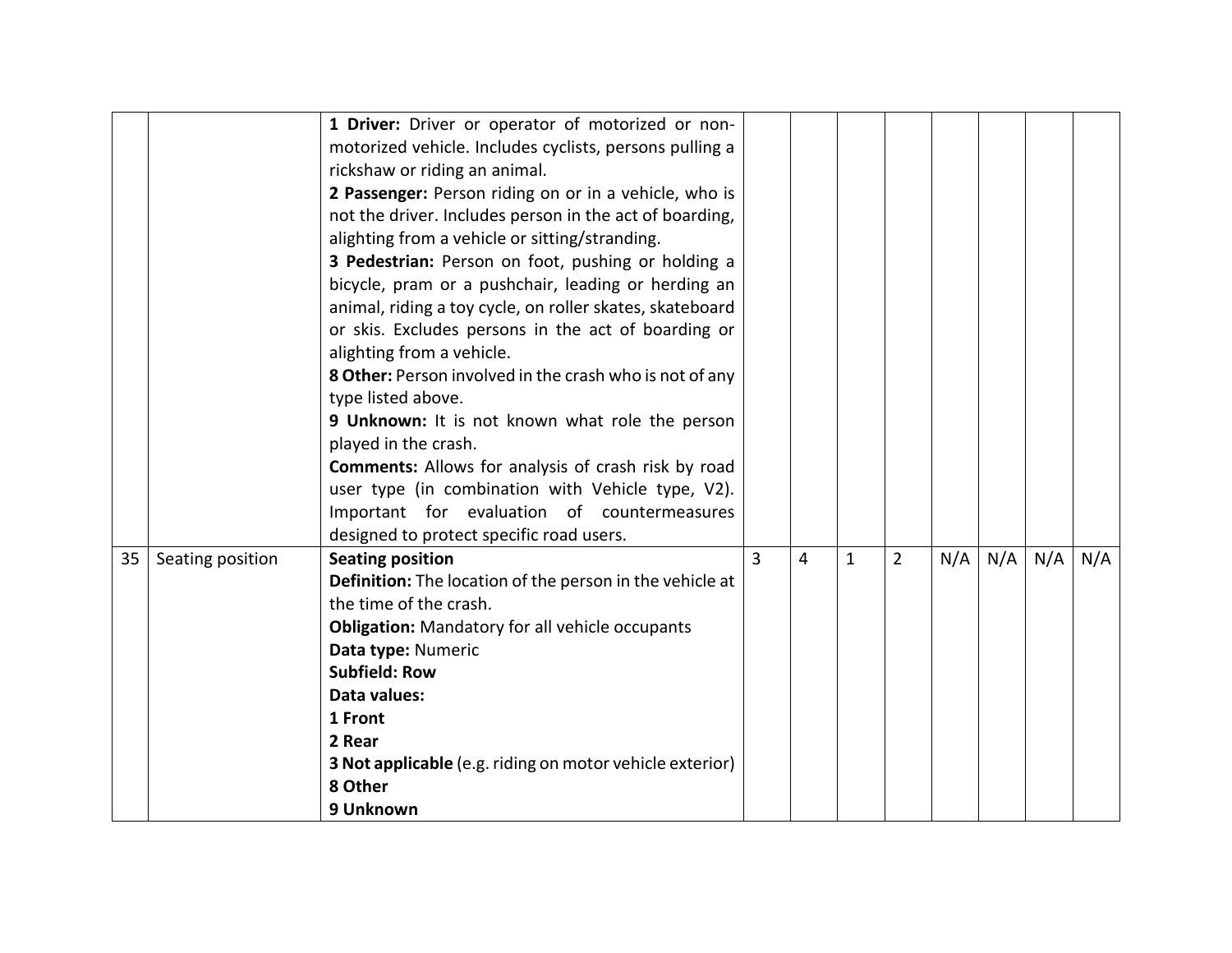| | | | | | | | | | | |
|---|---|---|---|---|---|---|---|---|---|---|
| | | **1 Driver:** Driver or operator of motorized or non-motorized vehicle. Includes cyclists, persons pulling a rickshaw or riding an animal.<br>**2 Passenger:** Person riding on or in a vehicle, who is not the driver. Includes person in the act of boarding, alighting from a vehicle or sitting/stranding.<br>**3 Pedestrian:** Person on foot, pushing or holding a bicycle, pram or a pushchair, leading or herding an animal, riding a toy cycle, on roller skates, skateboard or skis. Excludes persons in the act of boarding or alighting from a vehicle.<br>**8 Other:** Person involved in the crash who is not of any type listed above.<br>**9 Unknown:** It is not known what role the person played in the crash.<br>**Comments:** Allows for analysis of crash risk by road user type (in combination with Vehicle type, V2). Important for evaluation of countermeasures designed to protect specific road users. | | | | | | | | |
| 35 | Seating position | **Seating position**<br>**Definition:** The location of the person in the vehicle at the time of the crash.<br>**Obligation:** Mandatory for all vehicle occupants<br>**Data type:** Numeric<br>**Subfield: Row**<br>**Data values:**<br>**1 Front**<br>**2 Rear**<br>**3 Not applicable** (e.g. riding on motor vehicle exterior)<br>**8 Other**<br>**9 Unknown** | 3 | 4 | 1 | 2 | N/A | N/A | N/A | N/A |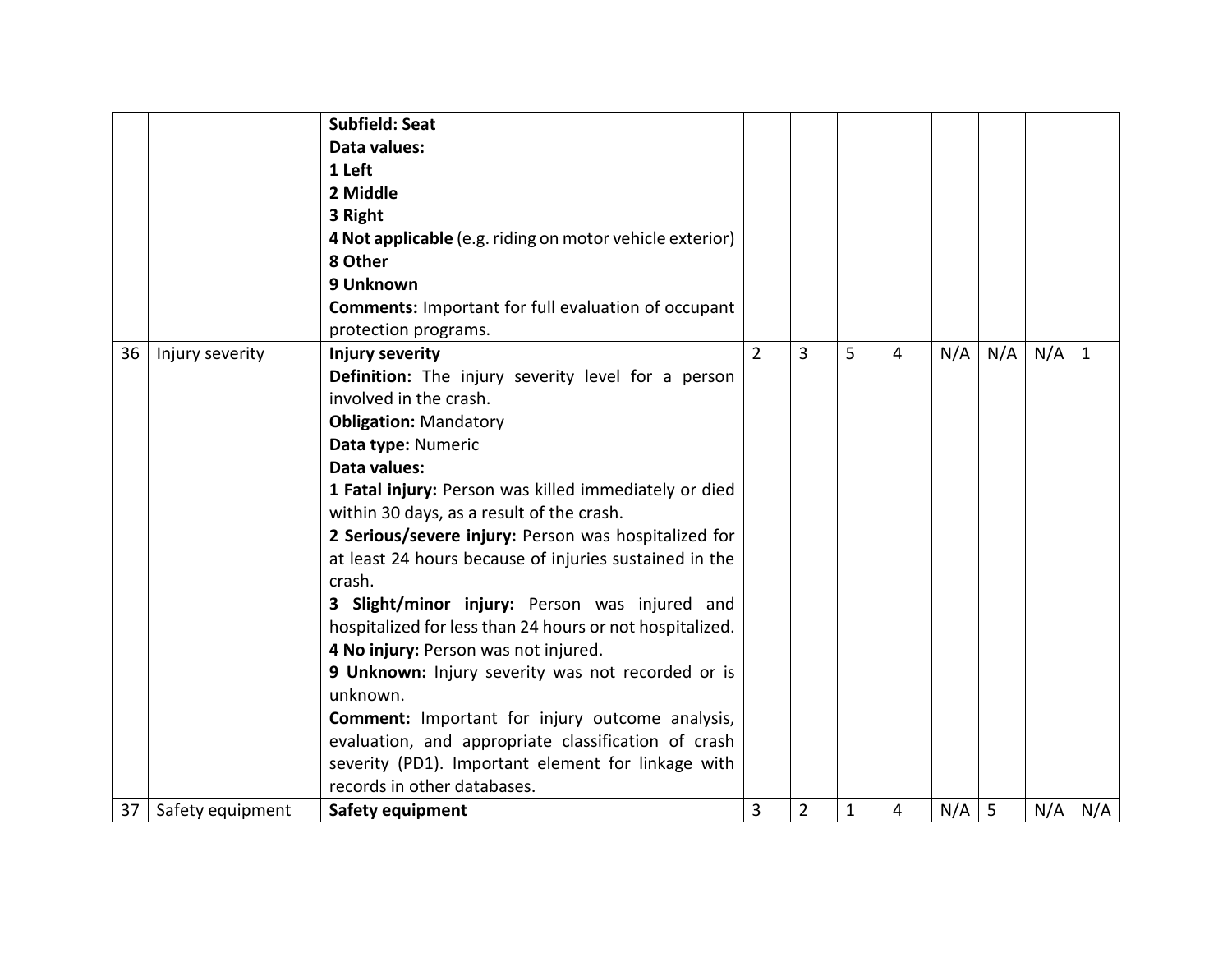| | | | | | | | | | | |
|---|---|---|---|---|---|---|---|---|---|---|
| | | **Subfield: Seat**<br>**Data values:**<br>**1 Left**<br>**2 Middle**<br>**3 Right**<br>**4 Not applicable** (e.g. riding on motor vehicle exterior)<br>**8 Other**<br>**9 Unknown**<br>**Comments:** Important for full evaluation of occupant protection programs. | | | | | | | | |
| 36 | Injury severity | **Injury severity**<br>**Definition:** The injury severity level for a person involved in the crash.<br>**Obligation:** Mandatory<br>**Data type:** Numeric<br>**Data values:**<br>**1 Fatal injury:** Person was killed immediately or died within 30 days, as a result of the crash.<br>**2 Serious/severe injury:** Person was hospitalized for at least 24 hours because of injuries sustained in the crash.<br>**3 Slight/minor injury:** Person was injured and hospitalized for less than 24 hours or not hospitalized.<br>**4 No injury:** Person was not injured.<br>**9 Unknown:** Injury severity was not recorded or is unknown.<br>**Comment:** Important for injury outcome analysis, evaluation, and appropriate classification of crash severity (PD1). Important element for linkage with records in other databases. | 2 | 3 | 5 | 4 | N/A | N/A | N/A | 1 |
| 37 | Safety equipment | **Safety equipment** | 3 | 2 | 1 | 4 | N/A | 5 | N/A | N/A |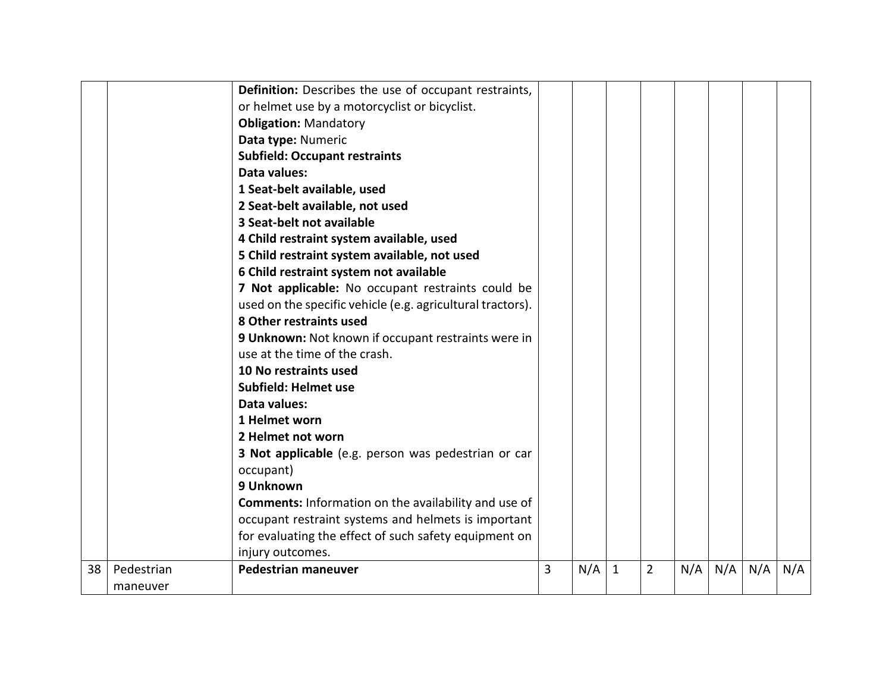| | | | | | | | | | | |
|---|---|---|---|---|---|---|---|---|---|---|
| | | **Definition:** Describes the use of occupant restraints, or helmet use by a motorcyclist or bicyclist.<br>**Obligation:** Mandatory<br>**Data type:** Numeric<br>**Subfield: Occupant restraints**<br>**Data values:**<br>**1 Seat-belt available, used**<br>**2 Seat-belt available, not used**<br>**3 Seat-belt not available**<br>**4 Child restraint system available, used**<br>**5 Child restraint system available, not used**<br>**6 Child restraint system not available**<br>**7 Not applicable:** No occupant restraints could be used on the specific vehicle (e.g. agricultural tractors).<br>**8 Other restraints used**<br>**9 Unknown:** Not known if occupant restraints were in use at the time of the crash.<br>**10 No restraints used**<br>**Subfield: Helmet use**<br>**Data values:**<br>**1 Helmet worn**<br>**2 Helmet not worn**<br>**3 Not applicable** (e.g. person was pedestrian or car occupant)<br>**9 Unknown**<br>**Comments:** Information on the availability and use of occupant restraint systems and helmets is important for evaluating the effect of such safety equipment on injury outcomes. | | | | | | | | |
| 38 | Pedestrian maneuver | **Pedestrian maneuver** | 3 | N/A | 1 | 2 | N/A | N/A | N/A | N/A |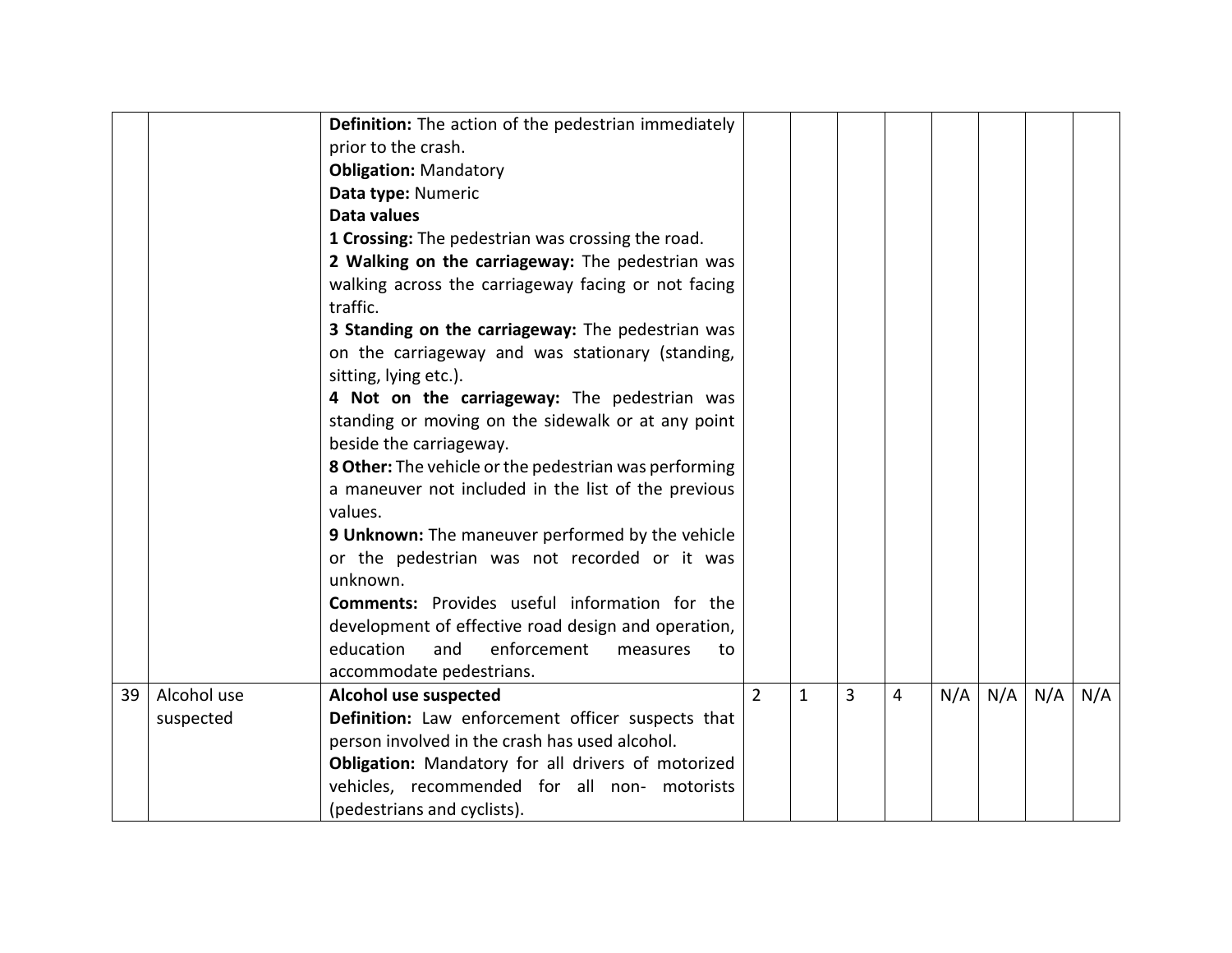| | | | | | | | | | | |
|---|---|---|---|---|---|---|---|---|---|---|
| | | **Definition:** The action of the pedestrian immediately prior to the crash.<br>**Obligation:** Mandatory<br>**Data type:** Numeric<br>**Data values**<br>**1 Crossing:** The pedestrian was crossing the road.<br>**2 Walking on the carriageway:** The pedestrian was walking across the carriageway facing or not facing traffic.<br>**3 Standing on the carriageway:** The pedestrian was on the carriageway and was stationary (standing, sitting, lying etc.).<br>**4 Not on the carriageway:** The pedestrian was standing or moving on the sidewalk or at any point beside the carriageway.<br>**8 Other:** The vehicle or the pedestrian was performing a maneuver not included in the list of the previous values.<br>**9 Unknown:** The maneuver performed by the vehicle or the pedestrian was not recorded or it was unknown.<br>**Comments:** Provides useful information for the development of effective road design and operation, education and enforcement measures to accommodate pedestrians. | | | | | | | | |
| 39 | Alcohol use suspected | **Alcohol use suspected**<br>**Definition:** Law enforcement officer suspects that person involved in the crash has used alcohol.<br>**Obligation:** Mandatory for all drivers of motorized vehicles, recommended for all non- motorists (pedestrians and cyclists). | 2 | 1 | 3 | 4 | N/A | N/A | N/A | N/A |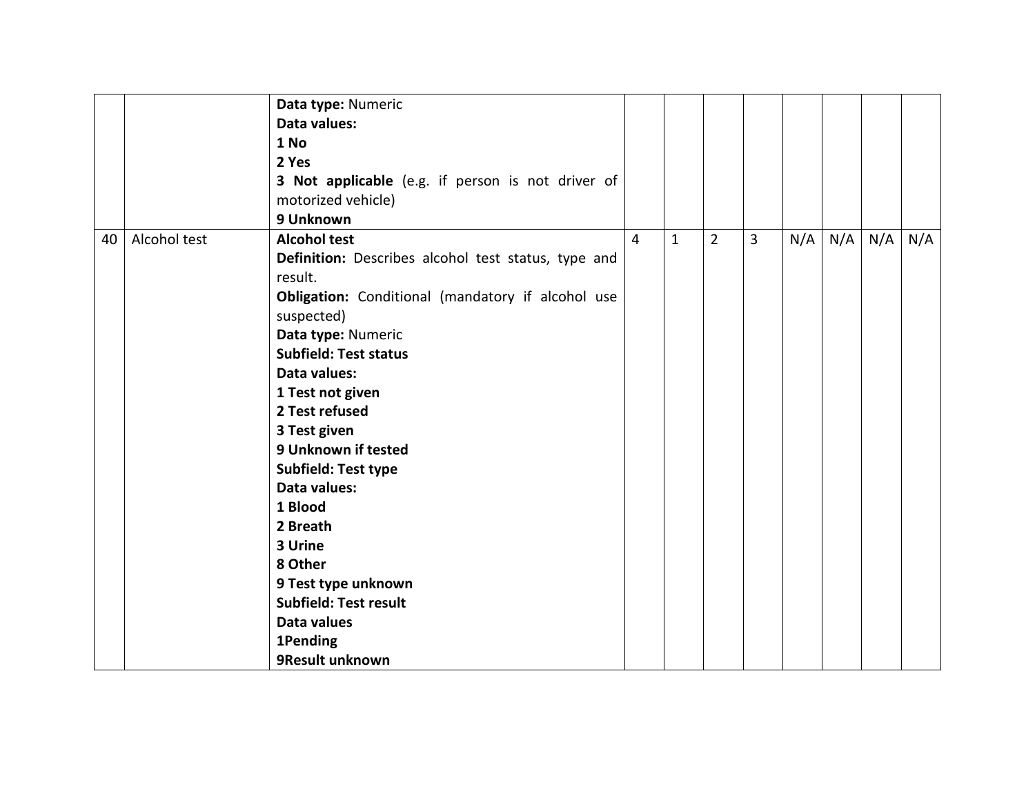| | | | | | | | | | | |
|---|---|---|---|---|---|---|---|---|---|---|
| | | **Data type:** Numeric<br>**Data values:**<br>**1 No**<br>**2 Yes**<br>**3 Not applicable** (e.g. if person is not driver of motorized vehicle)<br>**9 Unknown** | | | | | | | | |
| 40 | Alcohol test | **Alcohol test**<br>**Definition:** Describes alcohol test status, type and result.<br>**Obligation:** Conditional (mandatory if alcohol use suspected)<br>**Data type:** Numeric<br>**Subfield: Test status**<br>**Data values:**<br>**1 Test not given**<br>**2 Test refused**<br>**3 Test given**<br>**9 Unknown if tested**<br>**Subfield: Test type**<br>**Data values:**<br>**1 Blood**<br>**2 Breath**<br>**3 Urine**<br>**8 Other**<br>**9 Test type unknown**<br>**Subfield: Test result**<br>**Data values**<br>**1Pending**<br>**9Result unknown** | 4 | 1 | 2 | 3 | N/A | N/A | N/A | N/A |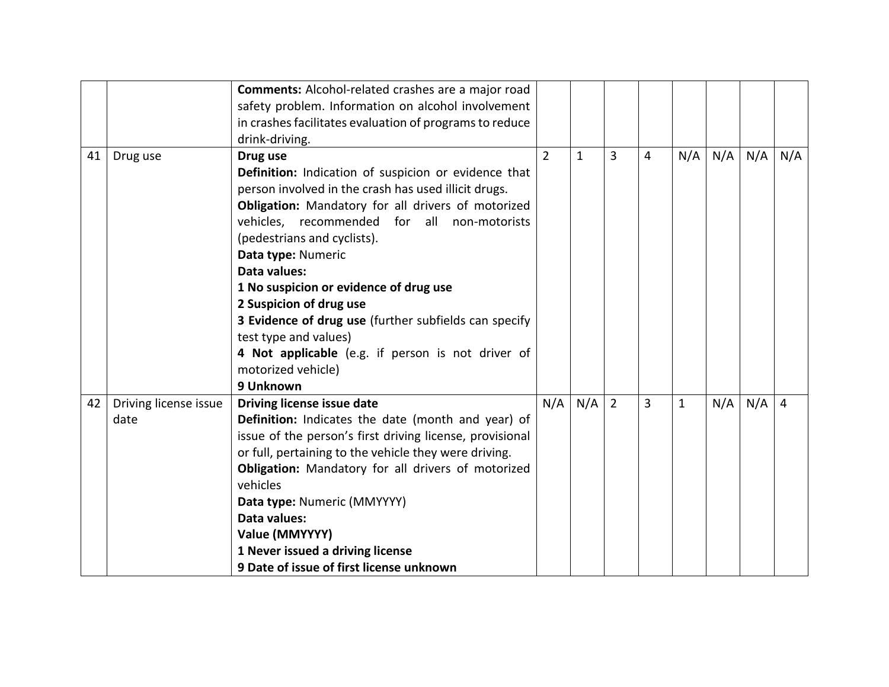| | | | | | | | | | | |
|---|---|---|---|---|---|---|---|---|---|---|
| | | **Comments:** Alcohol-related crashes are a major road safety problem. Information on alcohol involvement in crashes facilitates evaluation of programs to reduce drink-driving. | | | | | | | | |
| 41 | Drug use | **Drug use**<br>**Definition:** Indication of suspicion or evidence that person involved in the crash has used illicit drugs.<br>**Obligation:** Mandatory for all drivers of motorized vehicles, recommended for all non-motorists (pedestrians and cyclists).<br>**Data type:** Numeric<br>**Data values:**<br>**1 No suspicion or evidence of drug use**<br>**2 Suspicion of drug use**<br>**3 Evidence of drug use** (further subfields can specify test type and values)<br>**4 Not applicable** (e.g. if person is not driver of motorized vehicle)<br>**9 Unknown** | 2 | 1 | 3 | 4 | N/A | N/A | N/A | N/A |
| 42 | Driving license issue date | **Driving license issue date**<br>**Definition:** Indicates the date (month and year) of issue of the person's first driving license, provisional or full, pertaining to the vehicle they were driving.<br>**Obligation:** Mandatory for all drivers of motorized vehicles<br>**Data type:** Numeric (MMYYYY)<br>**Data values:**<br>**Value (MMYYYY)**<br>**1 Never issued a driving license**<br>**9 Date of issue of first license unknown** | N/A | N/A | 2 | 3 | 1 | N/A | N/A | 4 |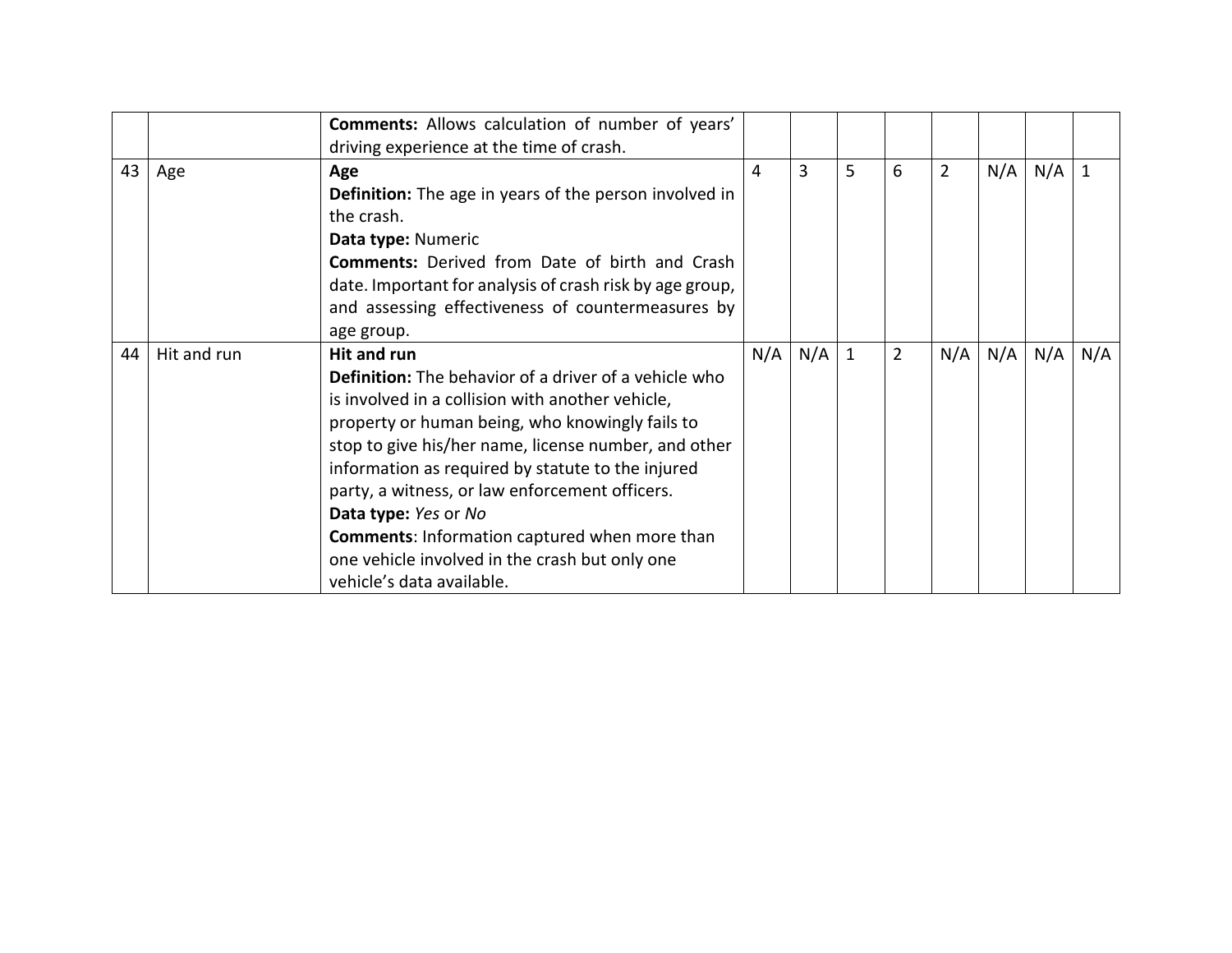| | | | | | | | | | | |
|---|---|---|---|---|---|---|---|---|---|---|
| | | **Comments:** Allows calculation of number of years' driving experience at the time of crash. | | | | | | | | |
| 43 | Age | **Age**<br>**Definition:** The age in years of the person involved in the crash.<br>**Data type:** Numeric<br>**Comments:** Derived from Date of birth and Crash date. Important for analysis of crash risk by age group, and assessing effectiveness of countermeasures by age group. | 4 | 3 | 5 | 6 | 2 | N/A | N/A | 1 |
| 44 | Hit and run | **Hit and run**<br>**Definition:** The behavior of a driver of a vehicle who is involved in a collision with another vehicle, property or human being, who knowingly fails to stop to give his/her name, license number, and other information as required by statute to the injured party, a witness, or law enforcement officers.<br>**Data type:** *Yes* or *No*<br>**Comments**: Information captured when more than one vehicle involved in the crash but only one vehicle's data available. | N/A | N/A | 1 | 2 | N/A | N/A | N/A | N/A |